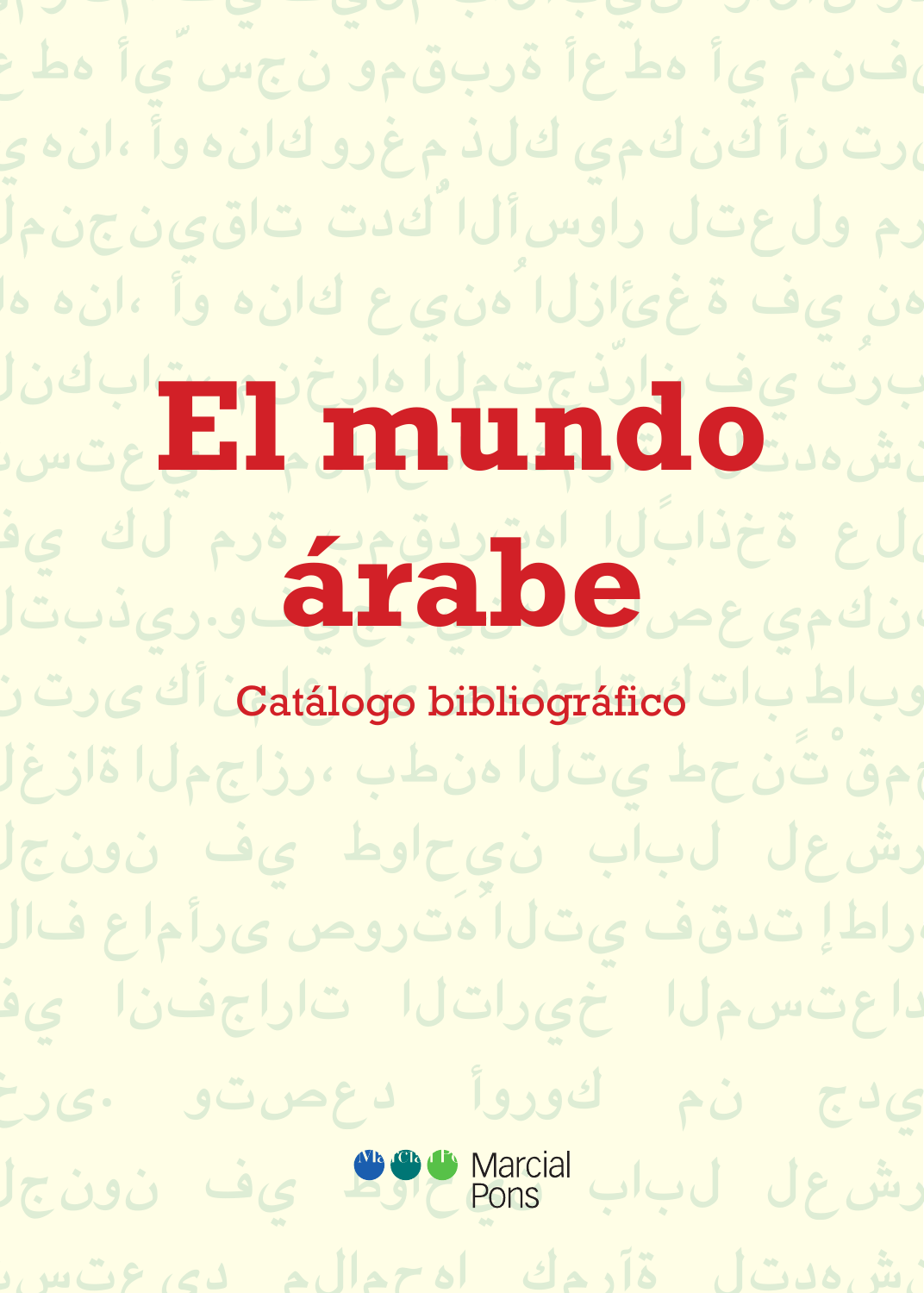# El mundo árabe

## Catálogo bibliográfico

Marcial Pons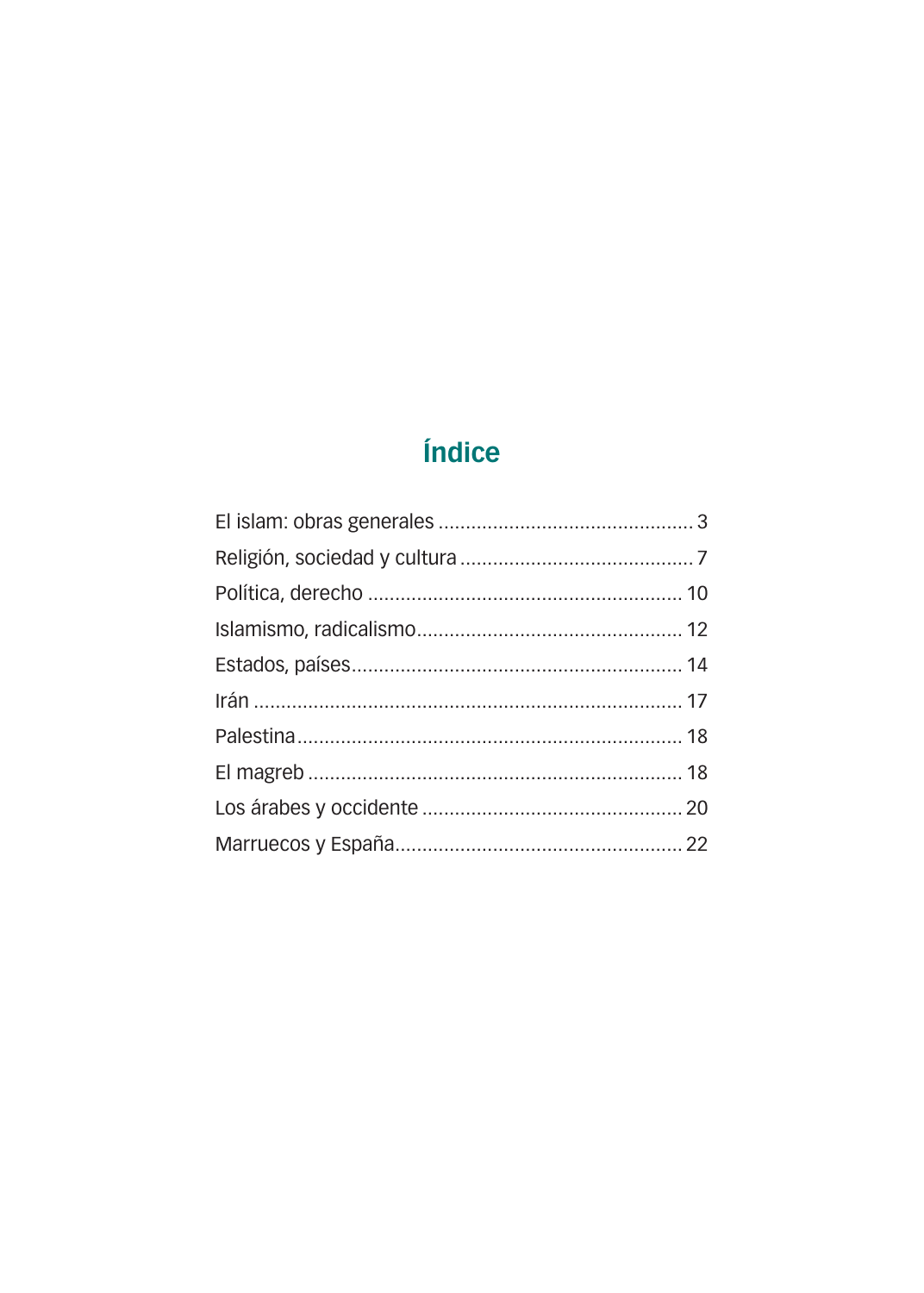# Índice

El islam: obras generales .............................................. 3
Religión, sociedad y cultura .......................................... 7
Política, derecho ......................................................... 10
Islamismo, radicalismo................................................. 12
Estados, países............................................................ 14
Irán ............................................................................. 17
Palestina...................................................................... 18
El magreb .................................................................... 18
Los árabes y occidente ................................................ 20
Marruecos y España.................................................... 22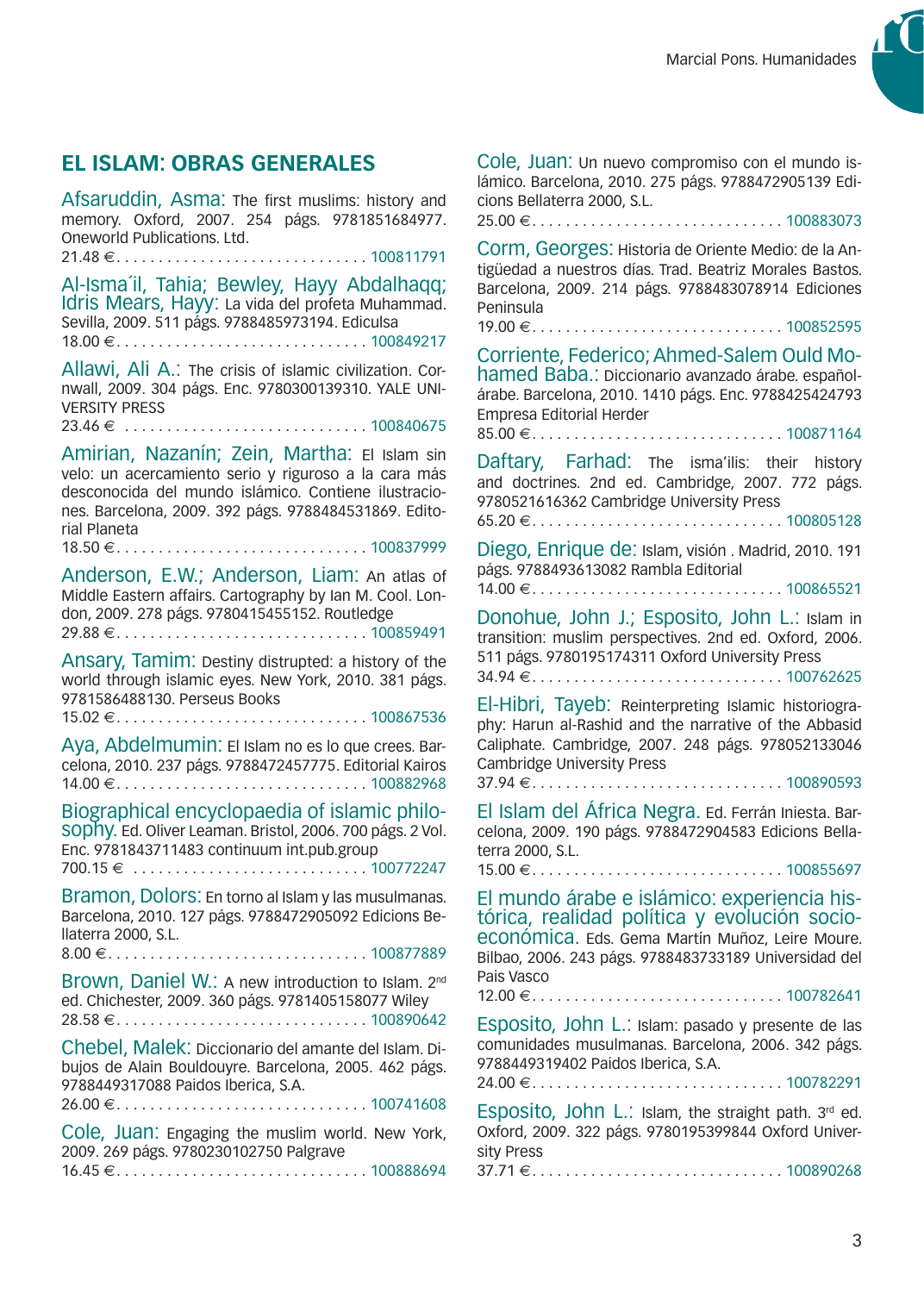## EL ISLAM: OBRAS GENERALES

**Afsaruddin, Asma:** The first muslims: history and memory. Oxford, 2007. 254 págs. 9781851684977. Oneworld Publications. Ltd.
21.48 € . . . . . . . . . . . . . . . . . . . . . . . . . . . . . . 100811791

**Al-Isma´il, Tahia; Bewley, Hayy Abdalhaqq; Idris Mears, Hayy:** La vida del profeta Muhammad. Sevilla, 2009. 511 págs. 9788485973194. Ediculsa
18.00 € . . . . . . . . . . . . . . . . . . . . . . . . . . . . . . 100849217

**Allawi, Ali A.:** The crisis of islamic civilization. Cornwall, 2009. 304 págs. Enc. 9780300139310. YALE UNIVERSITY PRESS
23.46 € . . . . . . . . . . . . . . . . . . . . . . . . . . . . . . 100840675

**Amirian, Nazanín; Zein, Martha:** El Islam sin velo: un acercamiento serio y riguroso a la cara más desconocida del mundo islámico. Contiene ilustraciones. Barcelona, 2009. 392 págs. 9788484531869. Editorial Planeta
18.50 € . . . . . . . . . . . . . . . . . . . . . . . . . . . . . . 100837999

**Anderson, E.W.; Anderson, Liam:** An atlas of Middle Eastern affairs. Cartography by Ian M. Cool. London, 2009. 278 págs. 9780415455152. Routledge
29.88 € . . . . . . . . . . . . . . . . . . . . . . . . . . . . . . 100859491

**Ansary, Tamim:** Destiny distrupted: a history of the world through islamic eyes. New York, 2010. 381 págs. 9781586488130. Perseus Books
15.02 € . . . . . . . . . . . . . . . . . . . . . . . . . . . . . . 100867536

**Aya, Abdelmumin:** El Islam no es lo que crees. Barcelona, 2010. 237 págs. 9788472457775. Editorial Kairos
14.00 € . . . . . . . . . . . . . . . . . . . . . . . . . . . . . . 100882968

**Biographical encyclopaedia of islamic philosophy.** Ed. Oliver Leaman. Bristol, 2006. 700 págs. 2 Vol. Enc. 9781843711483 continuum int.pub.group
700.15 € . . . . . . . . . . . . . . . . . . . . . . . . . . . . . . 100772247

**Bramon, Dolors:** En torno al Islam y las musulmanas. Barcelona, 2010. 127 págs. 9788472905092 Edicions Bellaterra 2000, S.L.
8.00 € . . . . . . . . . . . . . . . . . . . . . . . . . . . . . . 100877889

**Brown, Daniel W.:** A new introduction to Islam. 2nd ed. Chichester, 2009. 360 págs. 9781405158077 Wiley
28.58 € . . . . . . . . . . . . . . . . . . . . . . . . . . . . . . 100890642

**Chebel, Malek:** Diccionario del amante del Islam. Dibujos de Alain Bouldouyre. Barcelona, 2005. 462 págs. 9788449317088 Paidos Iberica, S.A.
26.00 € . . . . . . . . . . . . . . . . . . . . . . . . . . . . . . 100741608

**Cole, Juan:** Engaging the muslim world. New York, 2009. 269 págs. 9780230102750 Palgrave
16.45 € . . . . . . . . . . . . . . . . . . . . . . . . . . . . . . 100888694

**Cole, Juan:** Un nuevo compromiso con el mundo islámico. Barcelona, 2010. 275 págs. 9788472905139 Edicions Bellaterra 2000, S.L.
25.00 € . . . . . . . . . . . . . . . . . . . . . . . . . . . . . . 100883073

**Corm, Georges:** Historia de Oriente Medio: de la Antigüedad a nuestros días. Trad. Beatriz Morales Bastos. Barcelona, 2009. 214 págs. 9788483078914 Ediciones Peninsula
19.00 € . . . . . . . . . . . . . . . . . . . . . . . . . . . . . . 100852595

**Corriente, Federico; Ahmed-Salem Ould Mohamed Baba.:** Diccionario avanzado árabe. español-árabe. Barcelona, 2010. 1410 págs. Enc. 9788425424793 Empresa Editorial Herder
85.00 € . . . . . . . . . . . . . . . . . . . . . . . . . . . . . . 100871164

**Daftary, Farhad:** The isma'ilis: their history and doctrines. 2nd ed. Cambridge, 2007. 772 págs. 9780521616362 Cambridge University Press
65.20 € . . . . . . . . . . . . . . . . . . . . . . . . . . . . . . 100805128

**Diego, Enrique de:** Islam, visión . Madrid, 2010. 191 págs. 9788493613082 Rambla Editorial
14.00 € . . . . . . . . . . . . . . . . . . . . . . . . . . . . . . 100865521

**Donohue, John J.; Esposito, John L.:** Islam in transition: muslim perspectives. 2nd ed. Oxford, 2006. 511 págs. 9780195174311 Oxford University Press
34.94 € . . . . . . . . . . . . . . . . . . . . . . . . . . . . . . 100762625

**El-Hibri, Tayeb:** Reinterpreting Islamic historiography: Harun al-Rashid and the narrative of the Abbasid Caliphate. Cambridge, 2007. 248 págs. 978052133046 Cambridge University Press
37.94 € . . . . . . . . . . . . . . . . . . . . . . . . . . . . . . 100890593

**El Islam del África Negra.** Ed. Ferrán Iniesta. Barcelona, 2009. 190 págs. 9788472904583 Edicions Bellaterra 2000, S.L.
15.00 € . . . . . . . . . . . . . . . . . . . . . . . . . . . . . . 100855697

**El mundo árabe e islámico: experiencia histórica, realidad política y evolución socioeconómica.** Eds. Gema Martín Muñoz, Leire Moure. Bilbao, 2006. 243 págs. 9788483733189 Universidad del Pais Vasco
12.00 € . . . . . . . . . . . . . . . . . . . . . . . . . . . . . . 100782641

**Esposito, John L.:** Islam: pasado y presente de las comunidades musulmanas. Barcelona, 2006. 342 págs. 9788449319402 Paidos Iberica, S.A.
24.00 € . . . . . . . . . . . . . . . . . . . . . . . . . . . . . . 100782291

**Esposito, John L.:** Islam, the straight path. 3rd ed. Oxford, 2009. 322 págs. 9780195399844 Oxford University Press
37.71 € . . . . . . . . . . . . . . . . . . . . . . . . . . . . . . 100890268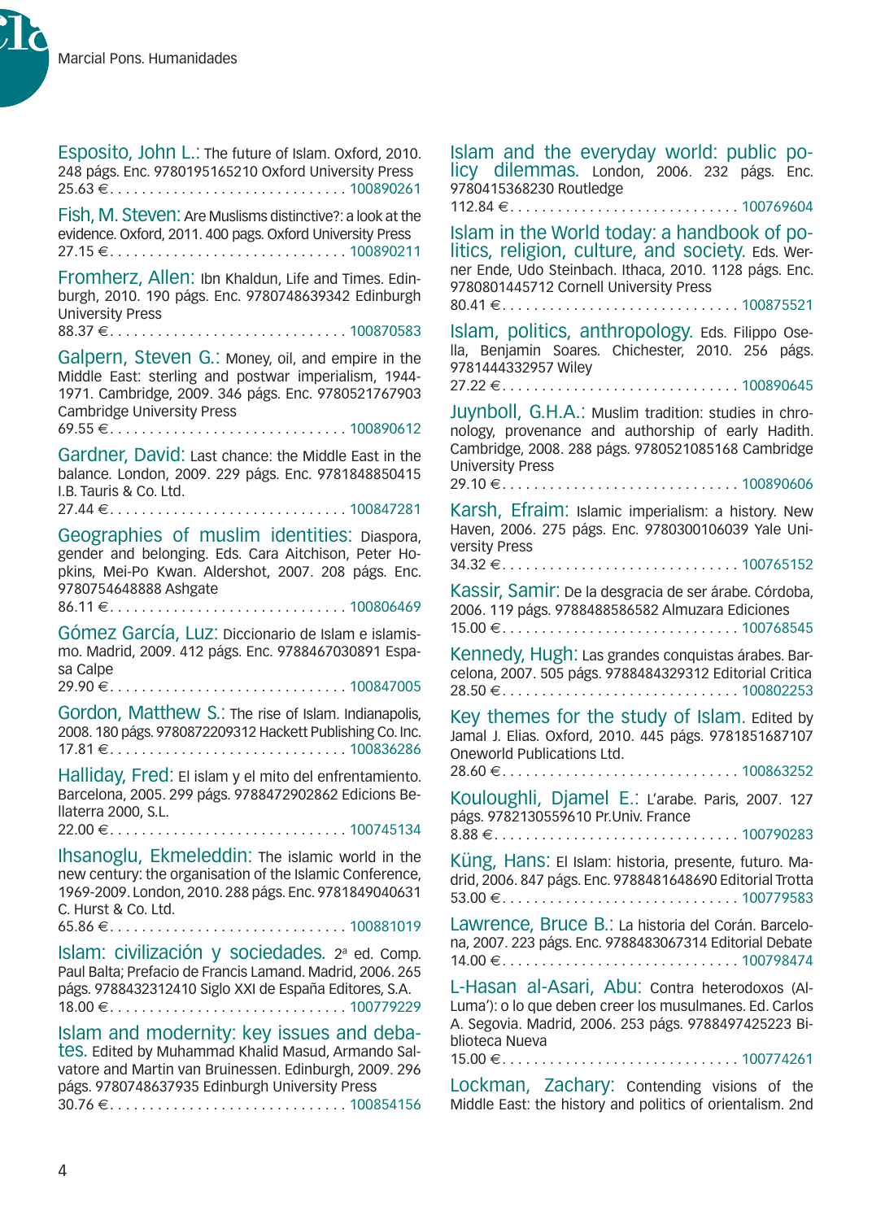**Esposito, John L.:** The future of Islam. Oxford, 2010. 248 págs. Enc. 9780195165210 Oxford University Press
25.63 € . . . . . . . . . . . . . . . . . . . . . . . . . . . . . 100890261

**Fish, M. Steven:** Are Muslims distinctive?: a look at the evidence. Oxford, 2011. 400 pags. Oxford University Press
27.15 € . . . . . . . . . . . . . . . . . . . . . . . . . . . . . 100890211

**Fromherz, Allen:** Ibn Khaldun, Life and Times. Edinburgh, 2010. 190 págs. Enc. 9780748639342 Edinburgh University Press
88.37 € . . . . . . . . . . . . . . . . . . . . . . . . . . . . . 100870583

**Galpern, Steven G.:** Money, oil, and empire in the Middle East: sterling and postwar imperialism, 1944-1971. Cambridge, 2009. 346 págs. Enc. 9780521767903 Cambridge University Press
69.55 € . . . . . . . . . . . . . . . . . . . . . . . . . . . . . 100890612

**Gardner, David:** Last chance: the Middle East in the balance. London, 2009. 229 págs. Enc. 9781848850415 I.B. Tauris & Co. Ltd.
27.44 € . . . . . . . . . . . . . . . . . . . . . . . . . . . . . 100847281

**Geographies of muslim identities:** Diaspora, gender and belonging. Eds. Cara Aitchison, Peter Hopkins, Mei-Po Kwan. Aldershot, 2007. 208 págs. Enc. 9780754648888 Ashgate
86.11 € . . . . . . . . . . . . . . . . . . . . . . . . . . . . . 100806469

**Gómez García, Luz:** Diccionario de Islam e islamismo. Madrid, 2009. 412 págs. Enc. 9788467030891 Espasa Calpe
29.90 € . . . . . . . . . . . . . . . . . . . . . . . . . . . . . 100847005

**Gordon, Matthew S.:** The rise of Islam. Indianapolis, 2008. 180 págs. 9780872209312 Hackett Publishing Co. Inc.
17.81 € . . . . . . . . . . . . . . . . . . . . . . . . . . . . . 100836286

**Halliday, Fred:** El islam y el mito del enfrentamiento. Barcelona, 2005. 299 págs. 9788472902862 Edicions Bellaterra 2000, S.L.
22.00 € . . . . . . . . . . . . . . . . . . . . . . . . . . . . . 100745134

**Ihsanoglu, Ekmeleddin:** The islamic world in the new century: the organisation of the Islamic Conference, 1969-2009. London, 2010. 288 págs. Enc. 9781849040631 C. Hurst & Co. Ltd.
65.86 € . . . . . . . . . . . . . . . . . . . . . . . . . . . . . 100881019

**Islam: civilización y sociedades.** 2ª ed. Comp. Paul Balta; Prefacio de Francis Lamand. Madrid, 2006. 265 págs. 9788432312410 Siglo XXI de España Editores, S.A.
18.00 € . . . . . . . . . . . . . . . . . . . . . . . . . . . . . 100779229

**Islam and modernity: key issues and debates.** Edited by Muhammad Khalid Masud, Armando Salvatore and Martin van Bruinessen. Edinburgh, 2009. 296 págs. 9780748637935 Edinburgh University Press
30.76 € . . . . . . . . . . . . . . . . . . . . . . . . . . . . . 100854156

**Islam and the everyday world: public policy dilemmas.** London, 2006. 232 págs. Enc. 9780415368230 Routledge
112.84 € . . . . . . . . . . . . . . . . . . . . . . . . . . . . . 100769604

**Islam in the World today: a handbook of politics, religion, culture, and society.** Eds. Werner Ende, Udo Steinbach. Ithaca, 2010. 1128 págs. Enc. 9780801445712 Cornell University Press
80.41 € . . . . . . . . . . . . . . . . . . . . . . . . . . . . . 100875521

**Islam, politics, anthropology.** Eds. Filippo Osella, Benjamin Soares. Chichester, 2010. 256 págs. 9781444332957 Wiley
27.22 € . . . . . . . . . . . . . . . . . . . . . . . . . . . . . 100890645

**Juynboll, G.H.A.:** Muslim tradition: studies in chronology, provenance and authorship of early Hadith. Cambridge, 2008. 288 págs. 9780521085168 Cambridge University Press
29.10 € . . . . . . . . . . . . . . . . . . . . . . . . . . . . . 100890606

**Karsh, Efraim:** Islamic imperialism: a history. New Haven, 2006. 275 págs. Enc. 9780300106039 Yale University Press
34.32 € . . . . . . . . . . . . . . . . . . . . . . . . . . . . . 100765152

**Kassir, Samir:** De la desgracia de ser árabe. Córdoba, 2006. 119 págs. 9788488586582 Almuzara Ediciones
15.00 € . . . . . . . . . . . . . . . . . . . . . . . . . . . . . 100768545

**Kennedy, Hugh:** Las grandes conquistas árabes. Barcelona, 2007. 505 págs. 9788484329312 Editorial Critica
28.50 € . . . . . . . . . . . . . . . . . . . . . . . . . . . . . 100802253

**Key themes for the study of Islam.** Edited by Jamal J. Elias. Oxford, 2010. 445 págs. 9781851687107 Oneworld Publications Ltd.
28.60 € . . . . . . . . . . . . . . . . . . . . . . . . . . . . . 100863252

**Kouloughli, Djamel E.:** L'arabe. Paris, 2007. 127 págs. 9782130559610 Pr.Univ. France
8.88 € . . . . . . . . . . . . . . . . . . . . . . . . . . . . . 100790283

**Küng, Hans:** El Islam: historia, presente, futuro. Madrid, 2006. 847 págs. Enc. 9788481648690 Editorial Trotta
53.00 € . . . . . . . . . . . . . . . . . . . . . . . . . . . . . 100779583

**Lawrence, Bruce B.:** La historia del Corán. Barcelona, 2007. 223 págs. Enc. 9788483067314 Editorial Debate
14.00 € . . . . . . . . . . . . . . . . . . . . . . . . . . . . . 100798474

**L-Hasan al-Asari, Abu:** Contra heterodoxos (Al-Luma'): o lo que deben creer los musulmanes. Ed. Carlos A. Segovia. Madrid, 2006. 253 págs. 9788497425223 Biblioteca Nueva
15.00 € . . . . . . . . . . . . . . . . . . . . . . . . . . . . . 100774261

**Lockman, Zachary:** Contending visions of the Middle East: the history and politics of orientalism. 2nd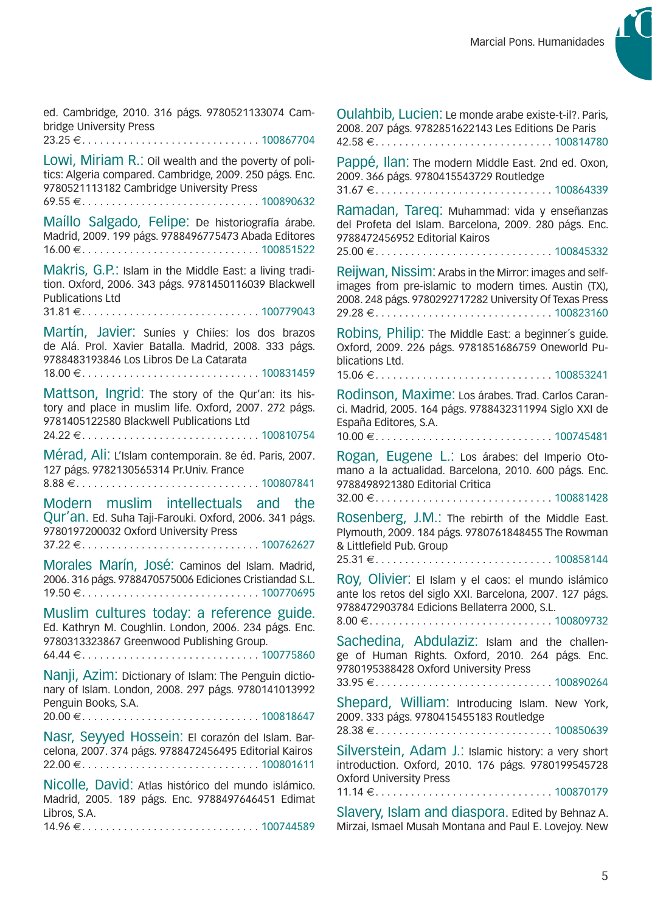ed. Cambridge, 2010. 316 págs. 9780521133074 Cambridge University Press
23.25 € . . . . . . . . . . . . . . . . . . . . . . . . . . . . . 100867704

**Lowi, Miriam R.:** Oil wealth and the poverty of politics: Algeria compared. Cambridge, 2009. 250 págs. Enc. 9780521113182 Cambridge University Press
69.55 € . . . . . . . . . . . . . . . . . . . . . . . . . . . . . 100890632

**Maíllo Salgado, Felipe:** De historiografía árabe. Madrid, 2009. 199 págs. 9788496775473 Abada Editores
16.00 € . . . . . . . . . . . . . . . . . . . . . . . . . . . . . 100851522

**Makris, G.P.:** Islam in the Middle East: a living tradition. Oxford, 2006. 343 págs. 9781450116039 Blackwell Publications Ltd
31.81 € . . . . . . . . . . . . . . . . . . . . . . . . . . . . . 100779043

**Martín, Javier:** Suníes y Chiíes: los dos brazos de Alá. Prol. Xavier Batalla. Madrid, 2008. 333 págs. 9788483193846 Los Libros De La Catarata
18.00 € . . . . . . . . . . . . . . . . . . . . . . . . . . . . . 100831459

**Mattson, Ingrid:** The story of the Qur'an: its history and place in muslim life. Oxford, 2007. 272 págs. 9781405122580 Blackwell Publications Ltd
24.22 € . . . . . . . . . . . . . . . . . . . . . . . . . . . . . 100810754

**Mérad, Ali:** L'Islam contemporain. 8e éd. Paris, 2007. 127 págs. 9782130565314 Pr.Univ. France
8.88 € . . . . . . . . . . . . . . . . . . . . . . . . . . . . . 100807841

**Modern muslim intellectuals and the Qur'an.** Ed. Suha Taji-Farouki. Oxford, 2006. 341 págs. 9780197200032 Oxford University Press
37.22 € . . . . . . . . . . . . . . . . . . . . . . . . . . . . . 100762627

**Morales Marín, José:** Caminos del Islam. Madrid, 2006. 316 págs. 9788470575006 Ediciones Cristiandad S.L.
19.50 € . . . . . . . . . . . . . . . . . . . . . . . . . . . . . 100770695

**Muslim cultures today: a reference guide.** Ed. Kathryn M. Coughlin. London, 2006. 234 págs. Enc. 9780313323867 Greenwood Publishing Group.
64.44 € . . . . . . . . . . . . . . . . . . . . . . . . . . . . . 100775860

**Nanji, Azim:** Dictionary of Islam: The Penguin dictionary of Islam. London, 2008. 297 págs. 9780141013992 Penguin Books, S.A.
20.00 € . . . . . . . . . . . . . . . . . . . . . . . . . . . . . 100818647

**Nasr, Seyyed Hossein:** El corazón del Islam. Barcelona, 2007. 374 págs. 9788472456495 Editorial Kairos
22.00 € . . . . . . . . . . . . . . . . . . . . . . . . . . . . . 100801611

**Nicolle, David:** Atlas histórico del mundo islámico. Madrid, 2005. 189 págs. Enc. 9788497646451 Edimat Libros, S.A.
14.96 € . . . . . . . . . . . . . . . . . . . . . . . . . . . . . 100744589

**Oulahbib, Lucien:** Le monde arabe existe-t-il?. Paris, 2008. 207 págs. 9782851622143 Les Editions De Paris
42.58 € . . . . . . . . . . . . . . . . . . . . . . . . . . . . . 100814780

**Pappé, Ilan:** The modern Middle East. 2nd ed. Oxon, 2009. 366 págs. 9780415543729 Routledge
31.67 € . . . . . . . . . . . . . . . . . . . . . . . . . . . . . 100864339

**Ramadan, Tareq:** Muhammad: vida y enseñanzas del Profeta del Islam. Barcelona, 2009. 280 págs. Enc. 9788472456952 Editorial Kairos
25.00 € . . . . . . . . . . . . . . . . . . . . . . . . . . . . . 100845332

**Reijwan, Nissim:** Arabs in the Mirror: images and self-images from pre-islamic to modern times. Austin (TX), 2008. 248 págs. 9780292717282 University Of Texas Press
29.28 € . . . . . . . . . . . . . . . . . . . . . . . . . . . . . 100823160

**Robins, Philip:** The Middle East: a beginner´s guide. Oxford, 2009. 226 págs. 9781851686759 Oneworld Publications Ltd.
15.06 € . . . . . . . . . . . . . . . . . . . . . . . . . . . . . 100853241

**Rodinson, Maxime:** Los árabes. Trad. Carlos Caranci. Madrid, 2005. 164 págs. 9788432311994 Siglo XXI de España Editores, S.A.
10.00 € . . . . . . . . . . . . . . . . . . . . . . . . . . . . . 100745481

**Rogan, Eugene L.:** Los árabes: del Imperio Otomano a la actualidad. Barcelona, 2010. 600 págs. Enc. 9788498921380 Editorial Critica
32.00 € . . . . . . . . . . . . . . . . . . . . . . . . . . . . . 100881428

**Rosenberg, J.M.:** The rebirth of the Middle East. Plymouth, 2009. 184 págs. 9780761848455 The Rowman & Littlefield Pub. Group
25.31 € . . . . . . . . . . . . . . . . . . . . . . . . . . . . . 100858144

**Roy, Olivier:** El Islam y el caos: el mundo islámico ante los retos del siglo XXI. Barcelona, 2007. 127 págs. 9788472903784 Edicions Bellaterra 2000, S.L.
8.00 € . . . . . . . . . . . . . . . . . . . . . . . . . . . . . 100809732

**Sachedina, Abdulaziz:** Islam and the challenge of Human Rights. Oxford, 2010. 264 págs. Enc. 9780195388428 Oxford University Press
33.95 € . . . . . . . . . . . . . . . . . . . . . . . . . . . . . 100890264

**Shepard, William:** Introducing Islam. New York, 2009. 333 págs. 9780415455183 Routledge
28.38 € . . . . . . . . . . . . . . . . . . . . . . . . . . . . . 100850639

**Silverstein, Adam J.:** Islamic history: a very short introduction. Oxford, 2010. 176 págs. 9780199545728 Oxford University Press
11.14 € . . . . . . . . . . . . . . . . . . . . . . . . . . . . . 100870179

**Slavery, Islam and diaspora.** Edited by Behnaz A. Mirzai, Ismael Musah Montana and Paul E. Lovejoy. New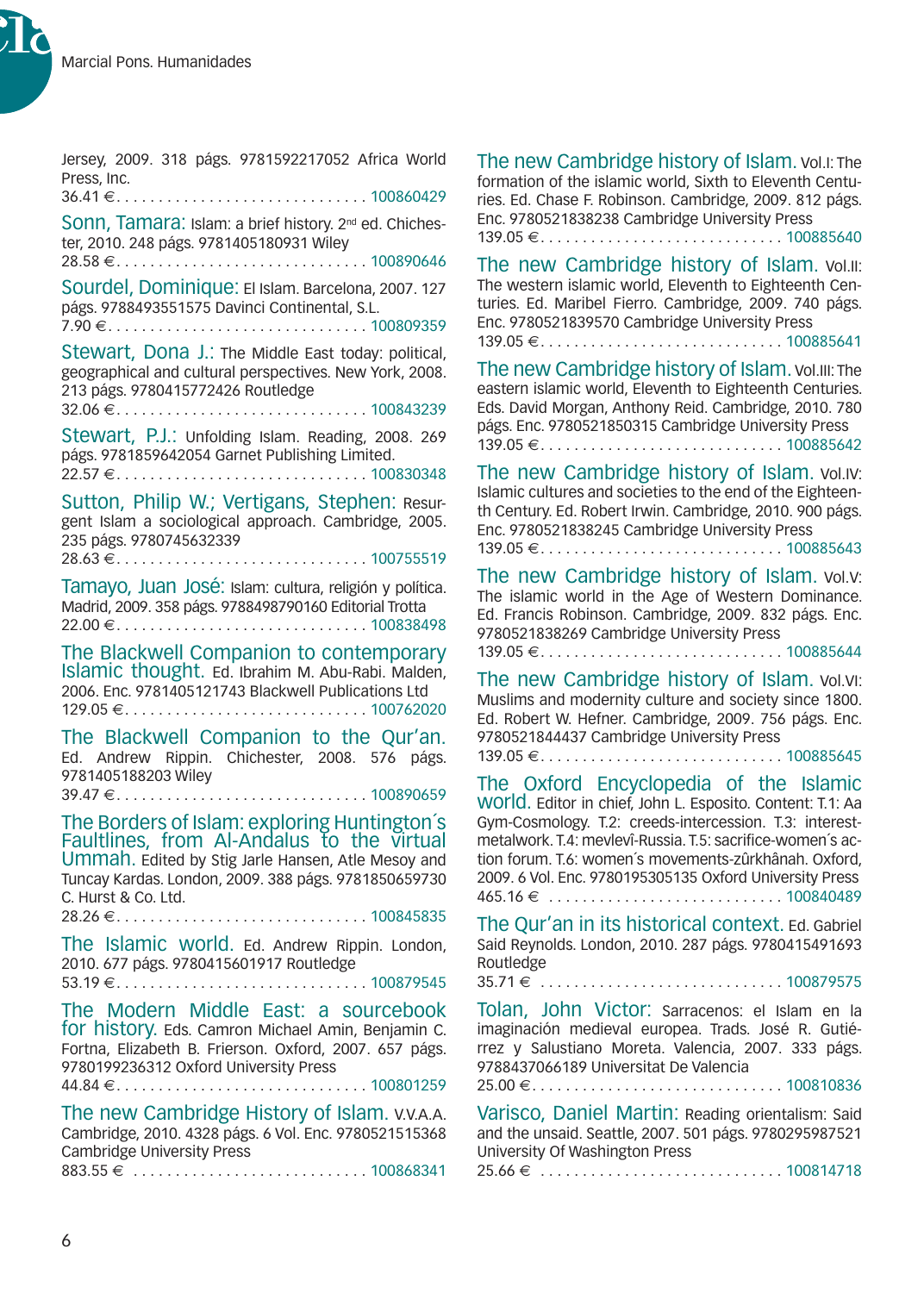Jersey, 2009. 318 págs. 9781592217052 Africa World Press, Inc.
36.41 € . . . . . . . . . . . . . . . . . . . . . . . . . . . . . 100860429

**Sonn, Tamara:** Islam: a brief history. 2nd ed. Chichester, 2010. 248 págs. 9781405180931 Wiley
28.58 € . . . . . . . . . . . . . . . . . . . . . . . . . . . . . 100890646

**Sourdel, Dominique:** El Islam. Barcelona, 2007. 127 págs. 9788493551575 Davinci Continental, S.L.
7.90 € . . . . . . . . . . . . . . . . . . . . . . . . . . . . . 100809359

**Stewart, Dona J.:** The Middle East today: political, geographical and cultural perspectives. New York, 2008. 213 págs. 9780415772426 Routledge
32.06 € . . . . . . . . . . . . . . . . . . . . . . . . . . . . . 100843239

**Stewart, P.J.:** Unfolding Islam. Reading, 2008. 269 págs. 9781859642054 Garnet Publishing Limited.
22.57 € . . . . . . . . . . . . . . . . . . . . . . . . . . . . . 100830348

**Sutton, Philip W.; Vertigans, Stephen:** Resurgent Islam a sociological approach. Cambridge, 2005. 235 págs. 9780745632339
28.63 € . . . . . . . . . . . . . . . . . . . . . . . . . . . . . 100755519

**Tamayo, Juan José:** Islam: cultura, religión y política. Madrid, 2009. 358 págs. 9788498790160 Editorial Trotta
22.00 € . . . . . . . . . . . . . . . . . . . . . . . . . . . . . 100838498

**The Blackwell Companion to contemporary Islamic thought.** Ed. Ibrahim M. Abu-Rabi. Malden, 2006. Enc. 9781405121743 Blackwell Publications Ltd
129.05 € . . . . . . . . . . . . . . . . . . . . . . . . . . . . 100762020

**The Blackwell Companion to the Qur'an.** Ed. Andrew Rippin. Chichester, 2008. 576 págs. 9781405188203 Wiley
39.47 € . . . . . . . . . . . . . . . . . . . . . . . . . . . . . 100890659

**The Borders of Islam: exploring Huntington´s Faultlines, from Al-Andalus to the virtual Ummah.** Edited by Stig Jarle Hansen, Atle Mesoy and Tuncay Kardas. London, 2009. 388 págs. 9781850659730 C. Hurst & Co. Ltd.
28.26 € . . . . . . . . . . . . . . . . . . . . . . . . . . . . . 100845835

**The Islamic world.** Ed. Andrew Rippin. London, 2010. 677 págs. 9780415601917 Routledge
53.19 € . . . . . . . . . . . . . . . . . . . . . . . . . . . . . 100879545

**The Modern Middle East: a sourcebook for history.** Eds. Camron Michael Amin, Benjamin C. Fortna, Elizabeth B. Frierson. Oxford, 2007. 657 págs. 9780199236312 Oxford University Press
44.84 € . . . . . . . . . . . . . . . . . . . . . . . . . . . . . 100801259

**The new Cambridge History of Islam.** V.V.A.A. Cambridge, 2010. 4328 págs. 6 Vol. Enc. 9780521515368 Cambridge University Press
883.55 € . . . . . . . . . . . . . . . . . . . . . . . . . . . . 100868341

**The new Cambridge history of Islam.** Vol.I: The formation of the islamic world, Sixth to Eleventh Centuries. Ed. Chase F. Robinson. Cambridge, 2009. 812 págs. Enc. 9780521838238 Cambridge University Press
139.05 € . . . . . . . . . . . . . . . . . . . . . . . . . . . . 100885640

**The new Cambridge history of Islam.** Vol.II: The western islamic world, Eleventh to Eighteenth Centuries. Ed. Maribel Fierro. Cambridge, 2009. 740 págs. Enc. 9780521839570 Cambridge University Press
139.05 € . . . . . . . . . . . . . . . . . . . . . . . . . . . . 100885641

**The new Cambridge history of Islam.** Vol.III: The eastern islamic world, Eleventh to Eighteenth Centuries. Eds. David Morgan, Anthony Reid. Cambridge, 2010. 780 págs. Enc. 9780521850315 Cambridge University Press
139.05 € . . . . . . . . . . . . . . . . . . . . . . . . . . . . 100885642

**The new Cambridge history of Islam.** Vol.IV: Islamic cultures and societies to the end of the Eighteenth Century. Ed. Robert Irwin. Cambridge, 2010. 900 págs. Enc. 9780521838245 Cambridge University Press
139.05 € . . . . . . . . . . . . . . . . . . . . . . . . . . . . 100885643

**The new Cambridge history of Islam.** Vol.V: The islamic world in the Age of Western Dominance. Ed. Francis Robinson. Cambridge, 2009. 832 págs. Enc. 9780521838269 Cambridge University Press
139.05 € . . . . . . . . . . . . . . . . . . . . . . . . . . . . 100885644

**The new Cambridge history of Islam.** Vol.VI: Muslims and modernity culture and society since 1800. Ed. Robert W. Hefner. Cambridge, 2009. 756 págs. Enc. 9780521844437 Cambridge University Press
139.05 € . . . . . . . . . . . . . . . . . . . . . . . . . . . . 100885645

**The Oxford Encyclopedia of the Islamic world.** Editor in chief, John L. Esposito. Content: T.1: Aa Gym-Cosmology. T.2: creeds-intercession. T.3: interest-metalwork. T.4: mevlevî-Russia. T.5: sacrifice-women´s action forum. T.6: women´s movements-zûrkhânah. Oxford, 2009. 6 Vol. Enc. 9780195305135 Oxford University Press
465.16 € . . . . . . . . . . . . . . . . . . . . . . . . . . . . 100840489

**The Qur'an in its historical context.** Ed. Gabriel Said Reynolds. London, 2010. 287 págs. 9780415491693 Routledge
35.71 € . . . . . . . . . . . . . . . . . . . . . . . . . . . . . 100879575

**Tolan, John Victor:** Sarracenos: el Islam en la imaginación medieval europea. Trads. José R. Gutiérrez y Salustiano Moreta. Valencia, 2007. 333 págs. 9788437066189 Universitat De Valencia
25.00 € . . . . . . . . . . . . . . . . . . . . . . . . . . . . . 100810836

**Varisco, Daniel Martin:** Reading orientalism: Said and the unsaid. Seattle, 2007. 501 págs. 9780295987521 University Of Washington Press
25.66 € . . . . . . . . . . . . . . . . . . . . . . . . . . . . . 100814718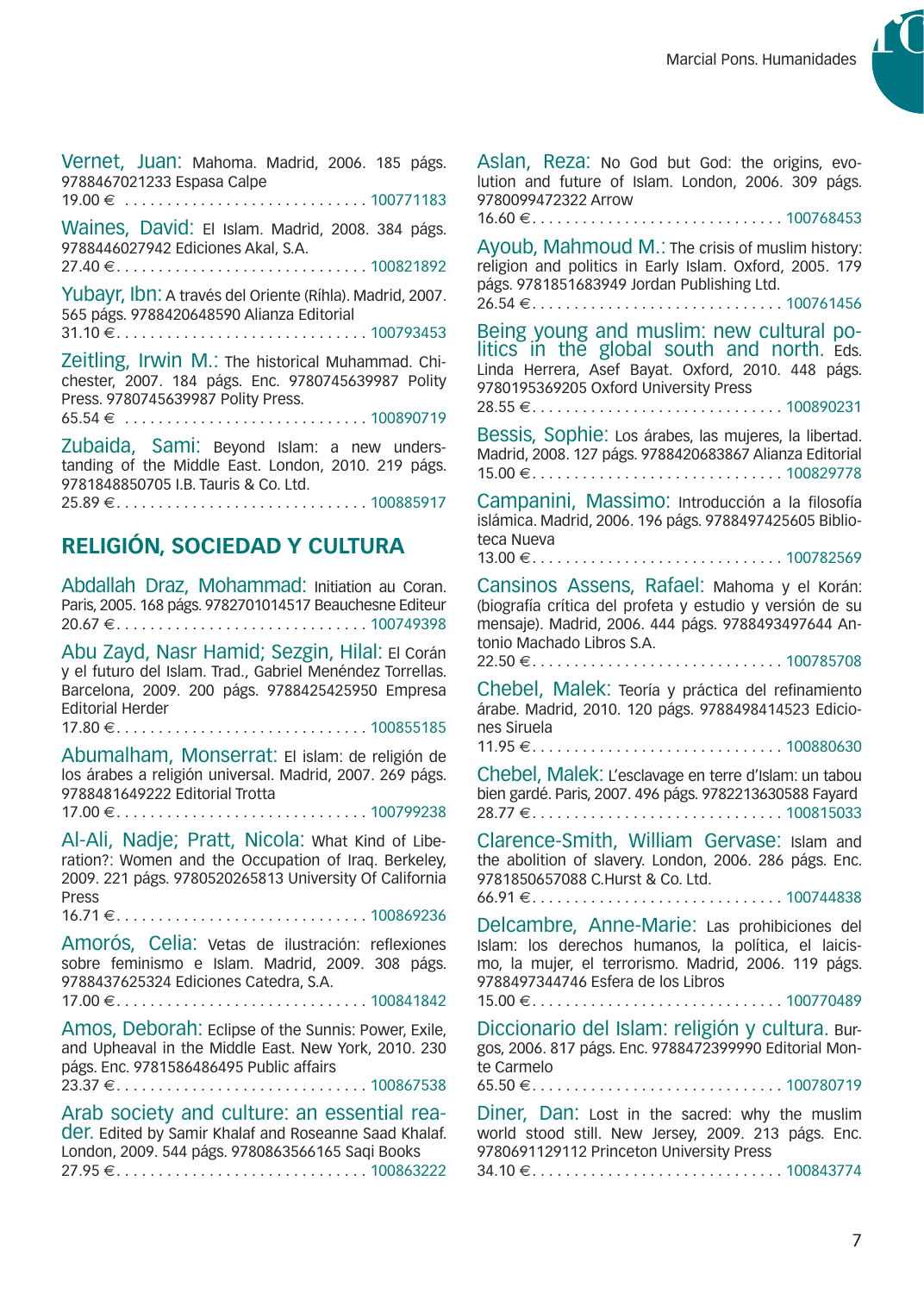**Vernet, Juan:** Mahoma. Madrid, 2006. 185 págs. 9788467021233 Espasa Calpe
19.00 € . . . . . . . . . . . . . . . . . . . . . . . . . . . . 100771183

**Waines, David:** El Islam. Madrid, 2008. 384 págs. 9788446027942 Ediciones Akal, S.A.
27.40 € . . . . . . . . . . . . . . . . . . . . . . . . . . . . 100821892

**Yubayr, Ibn:** A través del Oriente (Ríhla). Madrid, 2007. 565 págs. 9788420648590 Alianza Editorial
31.10 € . . . . . . . . . . . . . . . . . . . . . . . . . . . . 100793453

**Zeitling, Irwin M.:** The historical Muhammad. Chichester, 2007. 184 págs. Enc. 9780745639987 Polity Press. 9780745639987 Polity Press.
65.54 € . . . . . . . . . . . . . . . . . . . . . . . . . . . . 100890719

**Zubaida, Sami:** Beyond Islam: a new understanding of the Middle East. London, 2010. 219 págs. 9781848850705 I.B. Tauris & Co. Ltd.
25.89 € . . . . . . . . . . . . . . . . . . . . . . . . . . . . 100885917

## RELIGIÓN, SOCIEDAD Y CULTURA

**Abdallah Draz, Mohammad:** Initiation au Coran. Paris, 2005. 168 págs. 9782701014517 Beauchesne Editeur
20.67 € . . . . . . . . . . . . . . . . . . . . . . . . . . . . 100749398

**Abu Zayd, Nasr Hamid; Sezgin, Hilal:** El Corán y el futuro del Islam. Trad., Gabriel Menéndez Torrellas. Barcelona, 2009. 200 págs. 9788425425950 Empresa Editorial Herder
17.80 € . . . . . . . . . . . . . . . . . . . . . . . . . . . . 100855185

**Abumalham, Monserrat:** El islam: de religión de los árabes a religión universal. Madrid, 2007. 269 págs. 9788481649222 Editorial Trotta
17.00 € . . . . . . . . . . . . . . . . . . . . . . . . . . . . 100799238

**Al-Ali, Nadje; Pratt, Nicola:** What Kind of Liberation?: Women and the Occupation of Iraq. Berkeley, 2009. 221 págs. 9780520265813 University Of California Press
16.71 € . . . . . . . . . . . . . . . . . . . . . . . . . . . . 100869236

**Amorós, Celia:** Vetas de ilustración: reflexiones sobre feminismo e Islam. Madrid, 2009. 308 págs. 9788437625324 Ediciones Catedra, S.A.
17.00 € . . . . . . . . . . . . . . . . . . . . . . . . . . . . 100841842

**Amos, Deborah:** Eclipse of the Sunnis: Power, Exile, and Upheaval in the Middle East. New York, 2010. 230 págs. Enc. 9781586486495 Public affairs
23.37 € . . . . . . . . . . . . . . . . . . . . . . . . . . . . 100867538

**Arab society and culture: an essential reader.** Edited by Samir Khalaf and Roseanne Saad Khalaf. London, 2009. 544 págs. 9780863566165 Saqi Books
27.95 € . . . . . . . . . . . . . . . . . . . . . . . . . . . . 100863222

**Aslan, Reza:** No God but God: the origins, evolution and future of Islam. London, 2006. 309 págs. 9780099472322 Arrow
16.60 € . . . . . . . . . . . . . . . . . . . . . . . . . . . . 100768453

**Ayoub, Mahmoud M.:** The crisis of muslim history: religion and politics in Early Islam. Oxford, 2005. 179 págs. 9781851683949 Jordan Publishing Ltd.
26.54 € . . . . . . . . . . . . . . . . . . . . . . . . . . . . 100761456

**Being young and muslim: new cultural politics in the global south and north.** Eds. Linda Herrera, Asef Bayat. Oxford, 2010. 448 págs. 9780195369205 Oxford University Press
28.55 € . . . . . . . . . . . . . . . . . . . . . . . . . . . . 100890231

**Bessis, Sophie:** Los árabes, las mujeres, la libertad. Madrid, 2008. 127 págs. 9788420683867 Alianza Editorial
15.00 € . . . . . . . . . . . . . . . . . . . . . . . . . . . . 100829778

**Campanini, Massimo:** Introducción a la filosofía islámica. Madrid, 2006. 196 págs. 9788497425605 Biblioteca Nueva
13.00 € . . . . . . . . . . . . . . . . . . . . . . . . . . . . 100782569

**Cansinos Assens, Rafael:** Mahoma y el Korán: (biografía crítica del profeta y estudio y versión de su mensaje). Madrid, 2006. 444 págs. 9788493497644 Antonio Machado Libros S.A.
22.50 € . . . . . . . . . . . . . . . . . . . . . . . . . . . . 100785708

**Chebel, Malek:** Teoría y práctica del refinamiento árabe. Madrid, 2010. 120 págs. 9788498414523 Ediciones Siruela
11.95 € . . . . . . . . . . . . . . . . . . . . . . . . . . . . 100880630

**Chebel, Malek:** L'esclavage en terre d'Islam: un tabou bien gardé. Paris, 2007. 496 págs. 9782213630588 Fayard
28.77 € . . . . . . . . . . . . . . . . . . . . . . . . . . . . 100815033

**Clarence-Smith, William Gervase:** Islam and the abolition of slavery. London, 2006. 286 págs. Enc. 9781850657088 C.Hurst & Co. Ltd.
66.91 € . . . . . . . . . . . . . . . . . . . . . . . . . . . . 100744838

**Delcambre, Anne-Marie:** Las prohibiciones del Islam: los derechos humanos, la política, el laicismo, la mujer, el terrorismo. Madrid, 2006. 119 págs. 9788497344746 Esfera de los Libros
15.00 € . . . . . . . . . . . . . . . . . . . . . . . . . . . . 100770489

**Diccionario del Islam: religión y cultura.** Burgos, 2006. 817 págs. Enc. 9788472399990 Editorial Monte Carmelo
65.50 € . . . . . . . . . . . . . . . . . . . . . . . . . . . . 100780719

**Diner, Dan:** Lost in the sacred: why the muslim world stood still. New Jersey, 2009. 213 págs. Enc. 9780691129112 Princeton University Press
34.10 € . . . . . . . . . . . . . . . . . . . . . . . . . . . . 100843774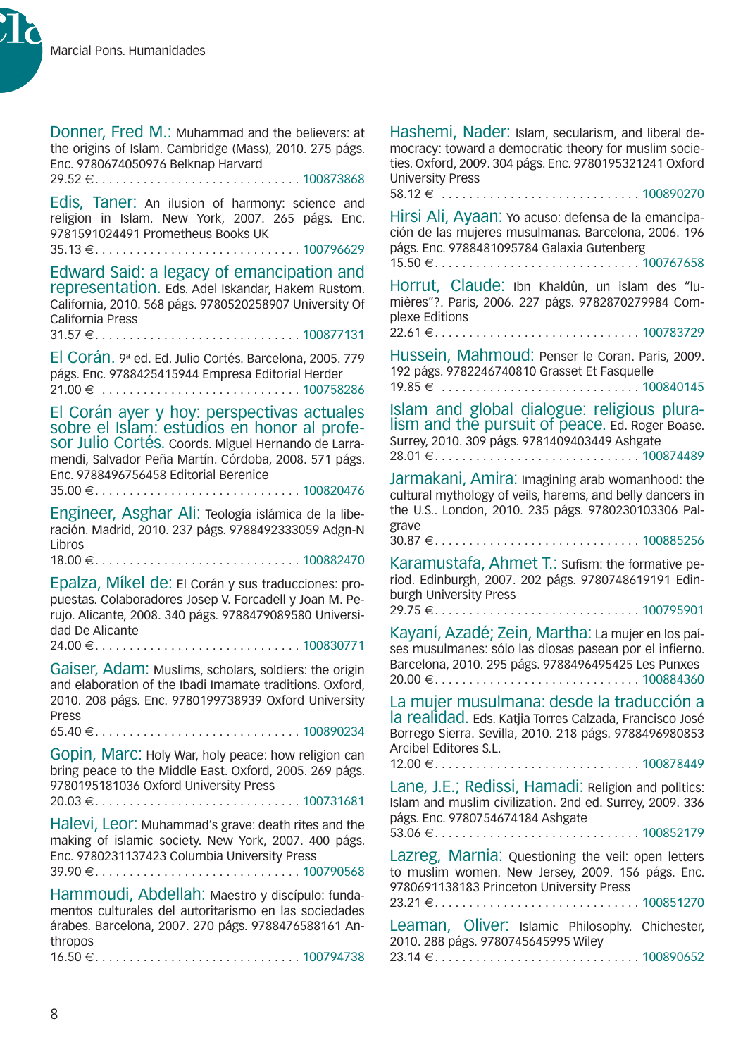**Donner, Fred M.:** Muhammad and the believers: at the origins of Islam. Cambridge (Mass), 2010. 275 págs. Enc. 9780674050976 Belknap Harvard
29.52 € . . . . . . . . . . . . . . . . . . . . . . . . . . . . . 100873868

**Edis, Taner:** An ilusion of harmony: science and religion in Islam. New York, 2007. 265 págs. Enc. 9781591024491 Prometheus Books UK
35.13 € . . . . . . . . . . . . . . . . . . . . . . . . . . . . . 100796629

**Edward Said: a legacy of emancipation and representation.** Eds. Adel Iskandar, Hakem Rustom. California, 2010. 568 págs. 9780520258907 University Of California Press
31.57 € . . . . . . . . . . . . . . . . . . . . . . . . . . . . . 100877131

**El Corán.** 9ª ed. Ed. Julio Cortés. Barcelona, 2005. 779 págs. Enc. 9788425415944 Empresa Editorial Herder
21.00 € . . . . . . . . . . . . . . . . . . . . . . . . . . . . . 100758286

**El Corán ayer y hoy: perspectivas actuales sobre el Islam: estudios en honor al profesor Julio Cortés.** Coords. Miguel Hernando de Larramendi, Salvador Peña Martín. Córdoba, 2008. 571 págs. Enc. 9788496756458 Editorial Berenice
35.00 € . . . . . . . . . . . . . . . . . . . . . . . . . . . . . 100820476

**Engineer, Asghar Ali:** Teología islámica de la liberación. Madrid, 2010. 237 págs. 9788492333059 Adgn-N Libros
18.00 € . . . . . . . . . . . . . . . . . . . . . . . . . . . . . 100882470

**Epalza, Míkel de:** El Corán y sus traducciones: propuestas. Colaboradores Josep V. Forcadell y Joan M. Perujo. Alicante, 2008. 340 págs. 9788479089580 Universidad De Alicante
24.00 € . . . . . . . . . . . . . . . . . . . . . . . . . . . . . 100830771

**Gaiser, Adam:** Muslims, scholars, soldiers: the origin and elaboration of the Ibadi Imamate traditions. Oxford, 2010. 208 págs. Enc. 9780199738939 Oxford University Press
65.40 € . . . . . . . . . . . . . . . . . . . . . . . . . . . . . 100890234

**Gopin, Marc:** Holy War, holy peace: how religion can bring peace to the Middle East. Oxford, 2005. 269 págs. 9780195181036 Oxford University Press
20.03 € . . . . . . . . . . . . . . . . . . . . . . . . . . . . . 100731681

**Halevi, Leor:** Muhammad's grave: death rites and the making of islamic society. New York, 2007. 400 págs. Enc. 9780231137423 Columbia University Press
39.90 € . . . . . . . . . . . . . . . . . . . . . . . . . . . . . 100790568

**Hammoudi, Abdellah:** Maestro y discípulo: fundamentos culturales del autoritarismo en las sociedades árabes. Barcelona, 2007. 270 págs. 9788476588161 Anthropos
16.50 € . . . . . . . . . . . . . . . . . . . . . . . . . . . . . 100794738

**Hashemi, Nader:** Islam, secularism, and liberal democracy: toward a democratic theory for muslim societies. Oxford, 2009. 304 págs. Enc. 9780195321241 Oxford University Press
58.12 € . . . . . . . . . . . . . . . . . . . . . . . . . . . . . 100890270

**Hirsi Ali, Ayaan:** Yo acuso: defensa de la emancipación de las mujeres musulmanas. Barcelona, 2006. 196 págs. Enc. 9788481095784 Galaxia Gutenberg
15.50 € . . . . . . . . . . . . . . . . . . . . . . . . . . . . . 100767658

**Horrut, Claude:** Ibn Khaldûn, un islam des "lumières"?. Paris, 2006. 227 págs. 9782870279984 Complexe Editions
22.61 € . . . . . . . . . . . . . . . . . . . . . . . . . . . . . 100783729

**Hussein, Mahmoud:** Penser le Coran. Paris, 2009. 192 págs. 9782246740810 Grasset Et Fasquelle
19.85 € . . . . . . . . . . . . . . . . . . . . . . . . . . . . . 100840145

**Islam and global dialogue: religious pluralism and the pursuit of peace.** Ed. Roger Boase. Surrey, 2010. 309 págs. 9781409403449 Ashgate
28.01 € . . . . . . . . . . . . . . . . . . . . . . . . . . . . . 100874489

**Jarmakani, Amira:** Imagining arab womanhood: the cultural mythology of veils, harems, and belly dancers in the U.S.. London, 2010. 235 págs. 9780230103306 Palgrave
30.87 € . . . . . . . . . . . . . . . . . . . . . . . . . . . . . 100885256

**Karamustafa, Ahmet T.:** Sufism: the formative period. Edinburgh, 2007. 202 págs. 9780748619191 Edinburgh University Press
29.75 € . . . . . . . . . . . . . . . . . . . . . . . . . . . . . 100795901

**Kayaní, Azadé; Zein, Martha:** La mujer en los países musulmanes: sólo las diosas pasean por el infierno. Barcelona, 2010. 295 págs. 9788496495425 Les Punxes
20.00 € . . . . . . . . . . . . . . . . . . . . . . . . . . . . . 100884360

**La mujer musulmana: desde la traducción a la realidad.** Eds. Katjia Torres Calzada, Francisco José Borrego Sierra. Sevilla, 2010. 218 págs. 9788496980853 Arcibel Editores S.L.
12.00 € . . . . . . . . . . . . . . . . . . . . . . . . . . . . . 100878449

**Lane, J.E.; Redissi, Hamadi:** Religion and politics: Islam and muslim civilization. 2nd ed. Surrey, 2009. 336 págs. Enc. 9780754674184 Ashgate
53.06 € . . . . . . . . . . . . . . . . . . . . . . . . . . . . . 100852179

**Lazreg, Marnia:** Questioning the veil: open letters to muslim women. New Jersey, 2009. 156 págs. Enc. 9780691138183 Princeton University Press
23.21 € . . . . . . . . . . . . . . . . . . . . . . . . . . . . . 100851270

**Leaman, Oliver:** Islamic Philosophy. Chichester, 2010. 288 págs. 9780745645995 Wiley
23.14 € . . . . . . . . . . . . . . . . . . . . . . . . . . . . . 100890652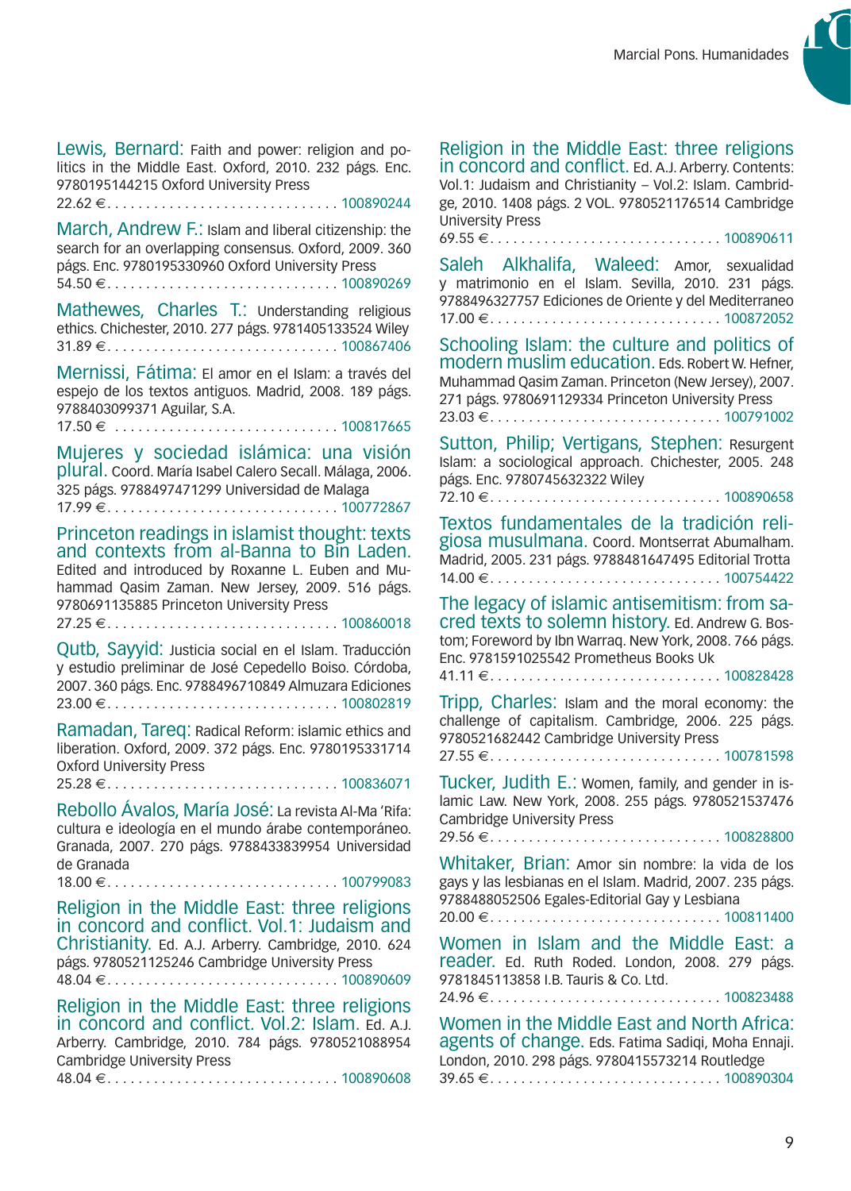**Lewis, Bernard:** Faith and power: religion and politics in the Middle East. Oxford, 2010. 232 págs. Enc. 9780195144215 Oxford University Press
22.62 € . . . . . . . . . . . . . . . . . . . . . . . . . . . . . . 100890244

**March, Andrew F.:** Islam and liberal citizenship: the search for an overlapping consensus. Oxford, 2009. 360 págs. Enc. 9780195330960 Oxford University Press
54.50 € . . . . . . . . . . . . . . . . . . . . . . . . . . . . . . 100890269

**Mathewes, Charles T.:** Understanding religious ethics. Chichester, 2010. 277 págs. 9781405133524 Wiley
31.89 € . . . . . . . . . . . . . . . . . . . . . . . . . . . . . . 100867406

**Mernissi, Fátima:** El amor en el Islam: a través del espejo de los textos antiguos. Madrid, 2008. 189 págs. 9788403099371 Aguilar, S.A.
17.50 € . . . . . . . . . . . . . . . . . . . . . . . . . . . . . . 100817665

**Mujeres y sociedad islámica: una visión plural.** Coord. María Isabel Calero Secall. Málaga, 2006. 325 págs. 9788497471299 Universidad de Malaga
17.99 € . . . . . . . . . . . . . . . . . . . . . . . . . . . . . . 100772867

**Princeton readings in islamist thought: texts and contexts from al-Banna to Bin Laden.** Edited and introduced by Roxanne L. Euben and Muhammad Qasim Zaman. New Jersey, 2009. 516 págs. 9780691135885 Princeton University Press
27.25 € . . . . . . . . . . . . . . . . . . . . . . . . . . . . . . 100860018

**Qutb, Sayyid:** Justicia social en el Islam. Traducción y estudio preliminar de José Cepedello Boiso. Córdoba, 2007. 360 págs. Enc. 9788496710849 Almuzara Ediciones
23.00 € . . . . . . . . . . . . . . . . . . . . . . . . . . . . . . 100802819

**Ramadan, Tareq:** Radical Reform: islamic ethics and liberation. Oxford, 2009. 372 págs. Enc. 9780195331714 Oxford University Press
25.28 € . . . . . . . . . . . . . . . . . . . . . . . . . . . . . . 100836071

**Rebollo Ávalos, María José:** La revista Al-Ma 'Rifa: cultura e ideología en el mundo árabe contemporáneo. Granada, 2007. 270 págs. 9788433839954 Universidad de Granada
18.00 € . . . . . . . . . . . . . . . . . . . . . . . . . . . . . . 100799083

**Religion in the Middle East: three religions in concord and conflict. Vol.1: Judaism and Christianity.** Ed. A.J. Arberry. Cambridge, 2010. 624 págs. 9780521125246 Cambridge University Press
48.04 € . . . . . . . . . . . . . . . . . . . . . . . . . . . . . . 100890609

**Religion in the Middle East: three religions in concord and conflict. Vol.2: Islam.** Ed. A.J. Arberry. Cambridge, 2010. 784 págs. 9780521088954 Cambridge University Press
48.04 € . . . . . . . . . . . . . . . . . . . . . . . . . . . . . . 100890608

**Religion in the Middle East: three religions in concord and conflict.** Ed. A.J. Arberry. Contents: Vol.1: Judaism and Christianity – Vol.2: Islam. Cambridge, 2010. 1408 págs. 2 VOL. 9780521176514 Cambridge University Press
69.55 € . . . . . . . . . . . . . . . . . . . . . . . . . . . . . . 100890611

**Saleh Alkhalifa, Waleed:** Amor, sexualidad y matrimonio en el Islam. Sevilla, 2010. 231 págs. 9788496327757 Ediciones de Oriente y del Mediterraneo
17.00 € . . . . . . . . . . . . . . . . . . . . . . . . . . . . . . 100872052

**Schooling Islam: the culture and politics of modern muslim education.** Eds. Robert W. Hefner, Muhammad Qasim Zaman. Princeton (New Jersey), 2007. 271 págs. 9780691129334 Princeton University Press
23.03 € . . . . . . . . . . . . . . . . . . . . . . . . . . . . . . 100791002

**Sutton, Philip; Vertigans, Stephen:** Resurgent Islam: a sociological approach. Chichester, 2005. 248 págs. Enc. 9780745632322 Wiley
72.10 € . . . . . . . . . . . . . . . . . . . . . . . . . . . . . . 100890658

**Textos fundamentales de la tradición religiosa musulmana.** Coord. Montserrat Abumalham. Madrid, 2005. 231 págs. 9788481647495 Editorial Trotta
14.00 € . . . . . . . . . . . . . . . . . . . . . . . . . . . . . . 100754422

**The legacy of islamic antisemitism: from sacred texts to solemn history.** Ed. Andrew G. Bostom; Foreword by Ibn Warraq. New York, 2008. 766 págs. Enc. 9781591025542 Prometheus Books Uk
41.11 € . . . . . . . . . . . . . . . . . . . . . . . . . . . . . . 100828428

**Tripp, Charles:** Islam and the moral economy: the challenge of capitalism. Cambridge, 2006. 225 págs. 9780521682442 Cambridge University Press
27.55 € . . . . . . . . . . . . . . . . . . . . . . . . . . . . . . 100781598

**Tucker, Judith E.:** Women, family, and gender in islamic Law. New York, 2008. 255 págs. 9780521537476 Cambridge University Press
29.56 € . . . . . . . . . . . . . . . . . . . . . . . . . . . . . . 100828800

**Whitaker, Brian:** Amor sin nombre: la vida de los gays y las lesbianas en el Islam. Madrid, 2007. 235 págs. 9788488052506 Egales-Editorial Gay y Lesbiana
20.00 € . . . . . . . . . . . . . . . . . . . . . . . . . . . . . . 100811400

**Women in Islam and the Middle East: a reader.** Ed. Ruth Roded. London, 2008. 279 págs. 9781845113858 I.B. Tauris & Co. Ltd.
24.96 € . . . . . . . . . . . . . . . . . . . . . . . . . . . . . . 100823488

**Women in the Middle East and North Africa: agents of change.** Eds. Fatima Sadiqi, Moha Ennaji. London, 2010. 298 págs. 9780415573214 Routledge
39.65 € . . . . . . . . . . . . . . . . . . . . . . . . . . . . . . 100890304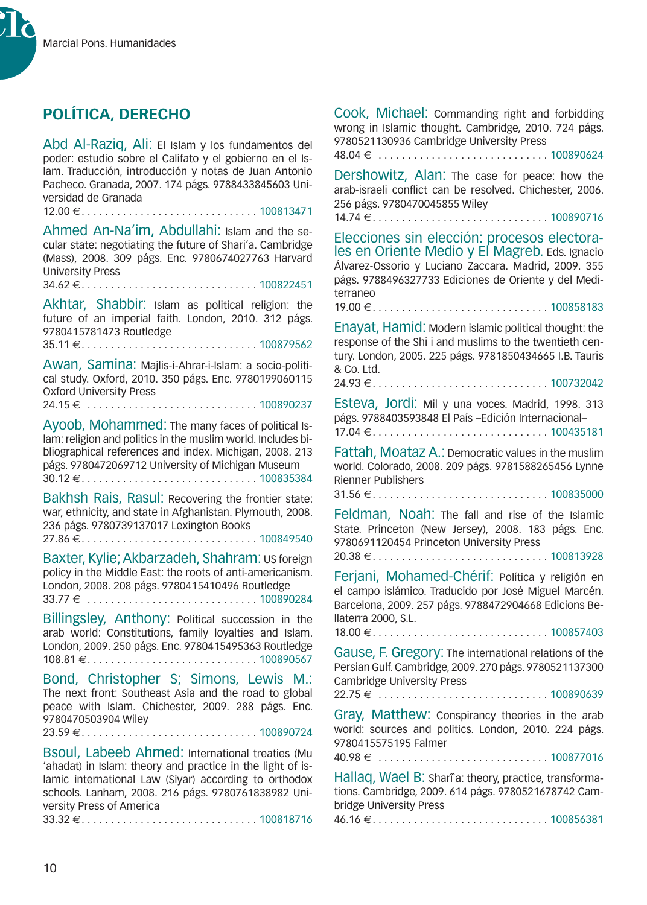## POLÍTICA, DERECHO

**Abd Al-Raziq, Ali:** El Islam y los fundamentos del poder: estudio sobre el Califato y el gobierno en el Islam. Traducción, introducción y notas de Juan Antonio Pacheco. Granada, 2007. 174 págs. 9788433845603 Universidad de Granada
12.00 € . . . . . . . . . . . . . . . . . . . . . . . . . . . . . 100813471

**Ahmed An-Na'im, Abdullahi:** Islam and the secular state: negotiating the future of Shari'a. Cambridge (Mass), 2008. 309 págs. Enc. 9780674027763 Harvard University Press
34.62 € . . . . . . . . . . . . . . . . . . . . . . . . . . . . . 100822451

**Akhtar, Shabbir:** Islam as political religion: the future of an imperial faith. London, 2010. 312 págs. 9780415781473 Routledge
35.11 € . . . . . . . . . . . . . . . . . . . . . . . . . . . . . 100879562

**Awan, Samina:** Majlis-i-Ahrar-i-Islam: a socio-political study. Oxford, 2010. 350 págs. Enc. 9780199060115 Oxford University Press
24.15 € . . . . . . . . . . . . . . . . . . . . . . . . . . . . . 100890237

**Ayoob, Mohammed:** The many faces of political Islam: religion and politics in the muslim world. Includes bibliographical references and index. Michigan, 2008. 213 págs. 9780472069712 University of Michigan Museum
30.12 € . . . . . . . . . . . . . . . . . . . . . . . . . . . . . 100835384

**Bakhsh Rais, Rasul:** Recovering the frontier state: war, ethnicity, and state in Afghanistan. Plymouth, 2008. 236 págs. 9780739137017 Lexington Books
27.86 € . . . . . . . . . . . . . . . . . . . . . . . . . . . . . 100849540

**Baxter, Kylie; Akbarzadeh, Shahram:** US foreign policy in the Middle East: the roots of anti-americanism. London, 2008. 208 págs. 9780415410496 Routledge
33.77 € . . . . . . . . . . . . . . . . . . . . . . . . . . . . . 100890284

**Billingsley, Anthony:** Political succession in the arab world: Constitutions, family loyalties and Islam. London, 2009. 250 págs. Enc. 9780415495363 Routledge
108.81 € . . . . . . . . . . . . . . . . . . . . . . . . . . . . . 100890567

**Bond, Christopher S; Simons, Lewis M.:** The next front: Southeast Asia and the road to global peace with Islam. Chichester, 2009. 288 págs. Enc. 9780470503904 Wiley
23.59 € . . . . . . . . . . . . . . . . . . . . . . . . . . . . . 100890724

**Bsoul, Labeeb Ahmed:** International treaties (Mu 'ahadat) in Islam: theory and practice in the light of islamic international Law (Siyar) according to orthodox schools. Lanham, 2008. 216 págs. 9780761838982 University Press of America
33.32 € . . . . . . . . . . . . . . . . . . . . . . . . . . . . . 100818716

**Cook, Michael:** Commanding right and forbidding wrong in Islamic thought. Cambridge, 2010. 724 págs. 9780521130936 Cambridge University Press
48.04 € . . . . . . . . . . . . . . . . . . . . . . . . . . . . . 100890624

**Dershowitz, Alan:** The case for peace: how the arab-israeli conflict can be resolved. Chichester, 2006. 256 págs. 9780470045855 Wiley
14.74 € . . . . . . . . . . . . . . . . . . . . . . . . . . . . . 100890716

**Elecciones sin elección: procesos electorales en Oriente Medio y El Magreb.** Eds. Ignacio Álvarez-Ossorio y Luciano Zaccara. Madrid, 2009. 355 págs. 9788496327733 Ediciones de Oriente y del Mediterraneo
19.00 € . . . . . . . . . . . . . . . . . . . . . . . . . . . . . 100858183

**Enayat, Hamid:** Modern islamic political thought: the response of the Shi i and muslims to the twentieth century. London, 2005. 225 págs. 9781850434665 I.B. Tauris & Co. Ltd.
24.93 € . . . . . . . . . . . . . . . . . . . . . . . . . . . . . 100732042

**Esteva, Jordi:** Mil y una voces. Madrid, 1998. 313 págs. 9788403593848 El País –Edición Internacional–
17.04 € . . . . . . . . . . . . . . . . . . . . . . . . . . . . . 100435181

**Fattah, Moataz A.:** Democratic values in the muslim world. Colorado, 2008. 209 págs. 9781588265456 Lynne Rienner Publishers
31.56 € . . . . . . . . . . . . . . . . . . . . . . . . . . . . . 100835000

**Feldman, Noah:** The fall and rise of the Islamic State. Princeton (New Jersey), 2008. 183 págs. Enc. 9780691120454 Princeton University Press
20.38 € . . . . . . . . . . . . . . . . . . . . . . . . . . . . . 100813928

**Ferjani, Mohamed-Chérif:** Política y religión en el campo islámico. Traducido por José Miguel Marcén. Barcelona, 2009. 257 págs. 9788472904668 Edicions Bellaterra 2000, S.L.
18.00 € . . . . . . . . . . . . . . . . . . . . . . . . . . . . . 100857403

**Gause, F. Gregory:** The international relations of the Persian Gulf. Cambridge, 2009. 270 págs. 9780521137300 Cambridge University Press
22.75 € . . . . . . . . . . . . . . . . . . . . . . . . . . . . . 100890639

**Gray, Matthew:** Conspirancy theories in the arab world: sources and politics. London, 2010. 224 págs. 9780415575195 Falmer
40.98 € . . . . . . . . . . . . . . . . . . . . . . . . . . . . . 100877016

**Hallaq, Wael B:** Sharī̀a: theory, practice, transformations. Cambridge, 2009. 614 págs. 9780521678742 Cambridge University Press
46.16 € . . . . . . . . . . . . . . . . . . . . . . . . . . . . . 100856381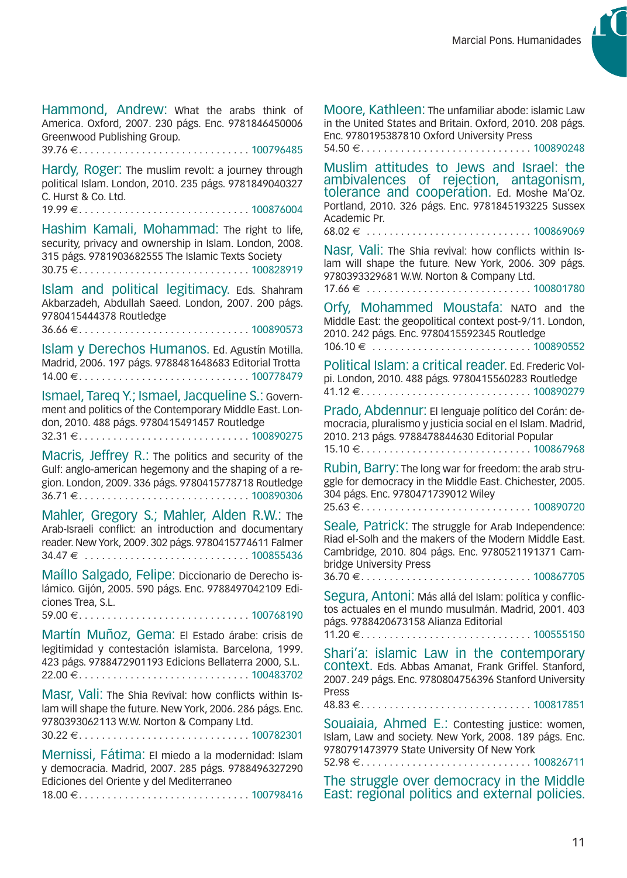**Hammond, Andrew:** What the arabs think of America. Oxford, 2007. 230 págs. Enc. 9781846450006 Greenwood Publishing Group.
39.76 € . . . . . . . . . . . . . . . . . . . . . . . . . . . . . 100796485

**Hardy, Roger:** The muslim revolt: a journey through political Islam. London, 2010. 235 págs. 9781849040327 C. Hurst & Co. Ltd.
19.99 € . . . . . . . . . . . . . . . . . . . . . . . . . . . . . 100876004

**Hashim Kamali, Mohammad:** The right to life, security, privacy and ownership in Islam. London, 2008. 315 págs. 9781903682555 The Islamic Texts Society
30.75 € . . . . . . . . . . . . . . . . . . . . . . . . . . . . . 100828919

**Islam and political legitimacy.** Eds. Shahram Akbarzadeh, Abdullah Saeed. London, 2007. 200 págs. 9780415444378 Routledge
36.66 € . . . . . . . . . . . . . . . . . . . . . . . . . . . . . 100890573

**Islam y Derechos Humanos.** Ed. Agustín Motilla. Madrid, 2006. 197 págs. 9788481648683 Editorial Trotta
14.00 € . . . . . . . . . . . . . . . . . . . . . . . . . . . . . 100778479

**Ismael, Tareq Y.; Ismael, Jacqueline S.:** Government and politics of the Contemporary Middle East. London, 2010. 488 págs. 9780415491457 Routledge
32.31 € . . . . . . . . . . . . . . . . . . . . . . . . . . . . . 100890275

**Macris, Jeffrey R.:** The politics and security of the Gulf: anglo-american hegemony and the shaping of a region. London, 2009. 336 págs. 9780415778718 Routledge
36.71 € . . . . . . . . . . . . . . . . . . . . . . . . . . . . . 100890306

**Mahler, Gregory S.; Mahler, Alden R.W.:** The Arab-Israeli conflict: an introduction and documentary reader. New York, 2009. 302 págs. 9780415774611 Falmer
34.47 € . . . . . . . . . . . . . . . . . . . . . . . . . . . . . 100855436

**Maíllo Salgado, Felipe:** Diccionario de Derecho islámico. Gijón, 2005. 590 págs. Enc. 9788497042109 Ediciones Trea, S.L.
59.00 € . . . . . . . . . . . . . . . . . . . . . . . . . . . . . 100768190

**Martín Muñoz, Gema:** El Estado árabe: crisis de legitimidad y contestación islamista. Barcelona, 1999. 423 págs. 9788472901193 Edicions Bellaterra 2000, S.L.
22.00 € . . . . . . . . . . . . . . . . . . . . . . . . . . . . . 100483702

**Masr, Vali:** The Shia Revival: how conflicts within Islam will shape the future. New York, 2006. 286 págs. Enc. 9780393062113 W.W. Norton & Company Ltd.
30.22 € . . . . . . . . . . . . . . . . . . . . . . . . . . . . . 100782301

**Mernissi, Fátima:** El miedo a la modernidad: Islam y democracia. Madrid, 2007. 285 págs. 9788496327290 Ediciones del Oriente y del Mediterraneo
18.00 € . . . . . . . . . . . . . . . . . . . . . . . . . . . . . 100798416

**Moore, Kathleen:** The unfamiliar abode: islamic Law in the United States and Britain. Oxford, 2010. 208 págs. Enc. 9780195387810 Oxford University Press
54.50 € . . . . . . . . . . . . . . . . . . . . . . . . . . . . . 100890248

**Muslim attitudes to Jews and Israel: the ambivalences of rejection, antagonism, tolerance and cooperation.** Ed. Moshe Ma'Oz. Portland, 2010. 326 págs. Enc. 9781845193225 Sussex Academic Pr.
68.02 € . . . . . . . . . . . . . . . . . . . . . . . . . . . . . 100869069

**Nasr, Vali:** The Shia revival: how conflicts within Islam will shape the future. New York, 2006. 309 págs. 9780393329681 W.W. Norton & Company Ltd.
17.66 € . . . . . . . . . . . . . . . . . . . . . . . . . . . . . 100801780

**Orfy, Mohammed Moustafa:** NATO and the Middle East: the geopolitical context post-9/11. London, 2010. 242 págs. Enc. 9780415592345 Routledge
106.10 € . . . . . . . . . . . . . . . . . . . . . . . . . . . . . 100890552

**Political Islam: a critical reader.** Ed. Frederic Volpi. London, 2010. 488 págs. 9780415560283 Routledge
41.12 € . . . . . . . . . . . . . . . . . . . . . . . . . . . . . 100890279

**Prado, Abdennur:** El lenguaje político del Corán: democracia, pluralismo y justicia social en el Islam. Madrid, 2010. 213 págs. 9788478844630 Editorial Popular
15.10 € . . . . . . . . . . . . . . . . . . . . . . . . . . . . . 100867968

**Rubin, Barry:** The long war for freedom: the arab struggle for democracy in the Middle East. Chichester, 2005. 304 págs. Enc. 9780471739012 Wiley
25.63 € . . . . . . . . . . . . . . . . . . . . . . . . . . . . . 100890720

**Seale, Patrick:** The struggle for Arab Independence: Riad el-Solh and the makers of the Modern Middle East. Cambridge, 2010. 804 págs. Enc. 9780521191371 Cambridge University Press
36.70 € . . . . . . . . . . . . . . . . . . . . . . . . . . . . . 100867705

**Segura, Antoni:** Más allá del Islam: política y conflictos actuales en el mundo musulmán. Madrid, 2001. 403 págs. 9788420673158 Alianza Editorial
11.20 € . . . . . . . . . . . . . . . . . . . . . . . . . . . . . 100555150

**Shari'a: islamic Law in the contemporary context.** Eds. Abbas Amanat, Frank Griffel. Stanford, 2007. 249 págs. Enc. 9780804756396 Stanford University Press
48.83 € . . . . . . . . . . . . . . . . . . . . . . . . . . . . . 100817851

**Souaiaia, Ahmed E.:** Contesting justice: women, Islam, Law and society. New York, 2008. 189 págs. Enc. 9780791473979 State University Of New York
52.98 € . . . . . . . . . . . . . . . . . . . . . . . . . . . . . 100826711

**The struggle over democracy in the Middle East: regional politics and external policies.**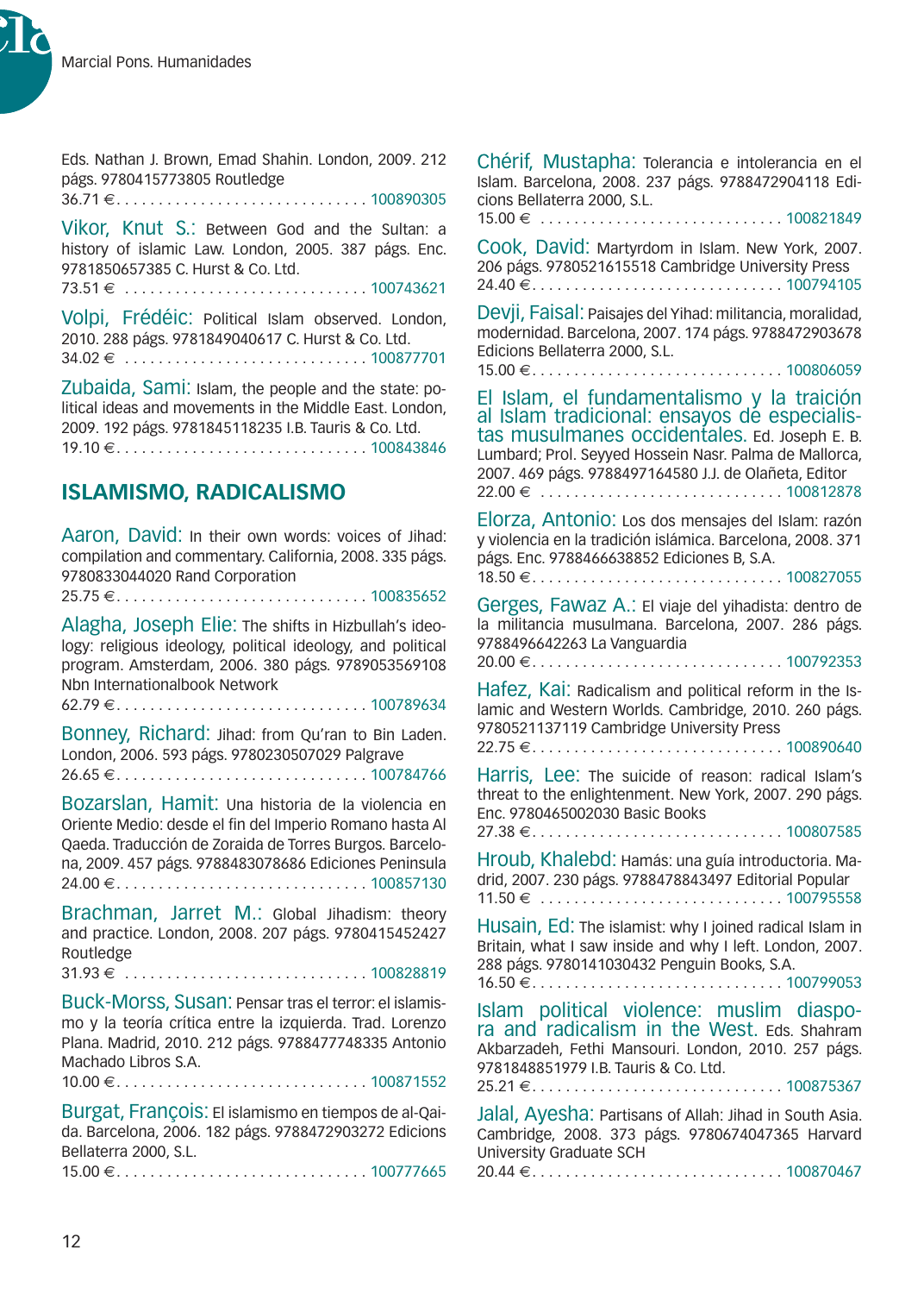Eds. Nathan J. Brown, Emad Shahin. London, 2009. 212 págs. 9780415773805 Routledge
36.71 €. . . . . . . . . . . . . . . . . . . . . . . . . . . . . . 100890305

Vikor, Knut S.: Between God and the Sultan: a history of islamic Law. London, 2005. 387 págs. Enc. 9781850657385 C. Hurst & Co. Ltd.
73.51 € . . . . . . . . . . . . . . . . . . . . . . . . . . . . 100743621

Volpi, Frédéic: Political Islam observed. London, 2010. 288 págs. 9781849040617 C. Hurst & Co. Ltd.
34.02 € . . . . . . . . . . . . . . . . . . . . . . . . . . . . 100877701

Zubaida, Sami: Islam, the people and the state: political ideas and movements in the Middle East. London, 2009. 192 págs. 9781845118235 I.B. Tauris & Co. Ltd.
19.10 €. . . . . . . . . . . . . . . . . . . . . . . . . . . . . . 100843846

## ISLAMISMO, RADICALISMO

Aaron, David: In their own words: voices of Jihad: compilation and commentary. California, 2008. 335 págs. 9780833044020 Rand Corporation
25.75 €. . . . . . . . . . . . . . . . . . . . . . . . . . . . . . 100835652

Alagha, Joseph Elie: The shifts in Hizbullah's ideology: religious ideology, political ideology, and political program. Amsterdam, 2006. 380 págs. 9789053569108 Nbn Internationalbook Network
62.79 €. . . . . . . . . . . . . . . . . . . . . . . . . . . . . . 100789634

Bonney, Richard: Jihad: from Qu'ran to Bin Laden. London, 2006. 593 págs. 9780230507029 Palgrave
26.65 €. . . . . . . . . . . . . . . . . . . . . . . . . . . . . . 100784766

Bozarslan, Hamit: Una historia de la violencia en Oriente Medio: desde el fin del Imperio Romano hasta Al Qaeda. Traducción de Zoraida de Torres Burgos. Barcelona, 2009. 457 págs. 9788483078686 Ediciones Peninsula
24.00 €. . . . . . . . . . . . . . . . . . . . . . . . . . . . . . 100857130

Brachman, Jarret M.: Global Jihadism: theory and practice. London, 2008. 207 págs. 9780415452427 Routledge
31.93 € . . . . . . . . . . . . . . . . . . . . . . . . . . . . 100828819

Buck-Morss, Susan: Pensar tras el terror: el islamismo y la teoría crítica entre la izquierda. Trad. Lorenzo Plana. Madrid, 2010. 212 págs. 9788477748335 Antonio Machado Libros S.A.
10.00 €. . . . . . . . . . . . . . . . . . . . . . . . . . . . . . 100871552

Burgat, François: El islamismo en tiempos de al-Qaida. Barcelona, 2006. 182 págs. 9788472903272 Edicions Bellaterra 2000, S.L.
15.00 €. . . . . . . . . . . . . . . . . . . . . . . . . . . . . . 100777665

Chérif, Mustapha: Tolerancia e intolerancia en el Islam. Barcelona, 2008. 237 págs. 9788472904118 Edicions Bellaterra 2000, S.L.
15.00 € . . . . . . . . . . . . . . . . . . . . . . . . . . . . 100821849

Cook, David: Martyrdom in Islam. New York, 2007. 206 págs. 9780521615518 Cambridge University Press
24.40 €. . . . . . . . . . . . . . . . . . . . . . . . . . . . . . 100794105

Devji, Faisal: Paisajes del Yihad: militancia, moralidad, modernidad. Barcelona, 2007. 174 págs. 9788472903678 Edicions Bellaterra 2000, S.L.
15.00 €. . . . . . . . . . . . . . . . . . . . . . . . . . . . . . 100806059

El Islam, el fundamentalismo y la traición al Islam tradicional: ensayos de especialistas musulmanes occidentales. Ed. Joseph E. B. Lumbard; Prol. Seyyed Hossein Nasr. Palma de Mallorca, 2007. 469 págs. 9788497164580 J.J. de Olañeta, Editor
22.00 € . . . . . . . . . . . . . . . . . . . . . . . . . . . . 100812878

Elorza, Antonio: Los dos mensajes del Islam: razón y violencia en la tradición islámica. Barcelona, 2008. 371 págs. Enc. 9788466638852 Ediciones B, S.A.
18.50 €. . . . . . . . . . . . . . . . . . . . . . . . . . . . . . 100827055

Gerges, Fawaz A.: El viaje del yihadista: dentro de la militancia musulmana. Barcelona, 2007. 286 págs. 9788496642263 La Vanguardia
20.00 €. . . . . . . . . . . . . . . . . . . . . . . . . . . . . . 100792353

Hafez, Kai: Radicalism and political reform in the Islamic and Western Worlds. Cambridge, 2010. 260 págs. 9780521137119 Cambridge University Press
22.75 €. . . . . . . . . . . . . . . . . . . . . . . . . . . . . . 100890640

Harris, Lee: The suicide of reason: radical Islam's threat to the enlightenment. New York, 2007. 290 págs. Enc. 9780465002030 Basic Books
27.38 €. . . . . . . . . . . . . . . . . . . . . . . . . . . . . . 100807585

Hroub, Khalebd: Hamás: una guía introductoria. Madrid, 2007. 230 págs. 9788478843497 Editorial Popular
11.50 € . . . . . . . . . . . . . . . . . . . . . . . . . . . . 100795558

Husain, Ed: The islamist: why I joined radical Islam in Britain, what I saw inside and why I left. London, 2007. 288 págs. 9780141030432 Penguin Books, S.A.
16.50 €. . . . . . . . . . . . . . . . . . . . . . . . . . . . . . 100799053

Islam political violence: muslim diaspora and radicalism in the West. Eds. Shahram Akbarzadeh, Fethi Mansouri. London, 2010. 257 págs. 9781848851979 I.B. Tauris & Co. Ltd.
25.21 €. . . . . . . . . . . . . . . . . . . . . . . . . . . . . . 100875367

Jalal, Ayesha: Partisans of Allah: Jihad in South Asia. Cambridge, 2008. 373 págs. 9780674047365 Harvard University Graduate SCH
20.44 €. . . . . . . . . . . . . . . . . . . . . . . . . . . . . . 100870467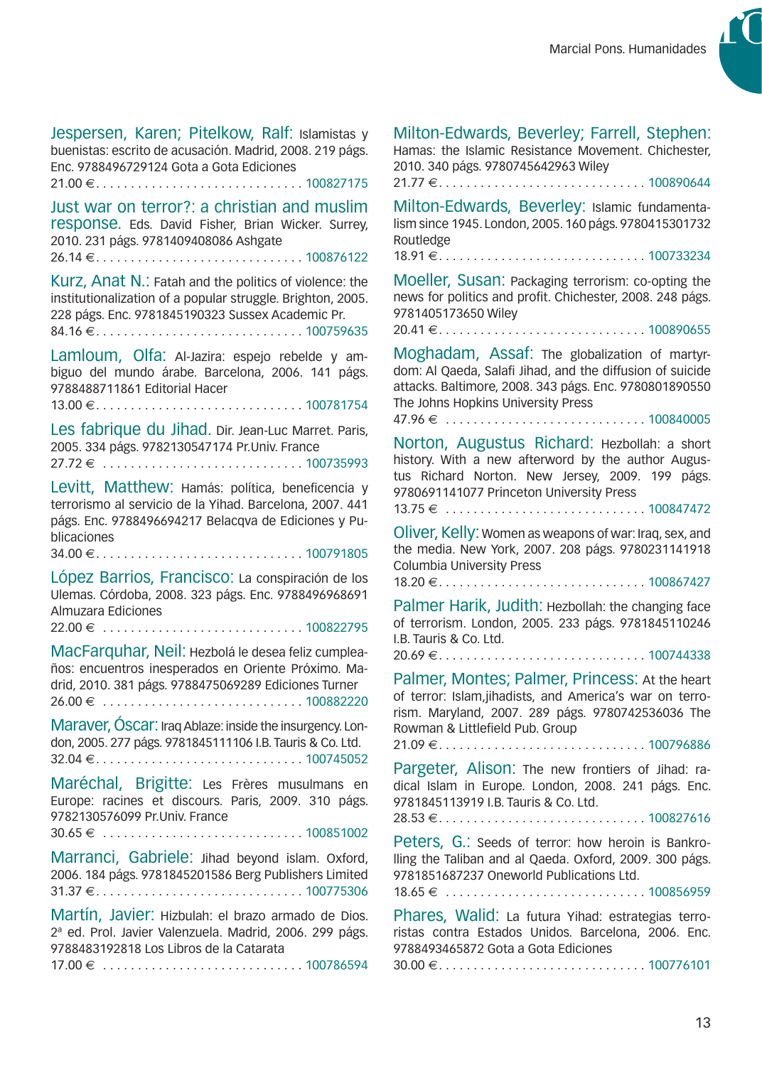**Jespersen, Karen; Pitelkow, Ralf:** Islamistas y buenistas: escrito de acusación. Madrid, 2008. 219 págs. Enc. 9788496729124 Gota a Gota Ediciones
21.00 € . . . . . . . . . . . . . . . . . . . . . . . . . . . . . . 100827175

**Just war on terror?: a christian and muslim response.** Eds. David Fisher, Brian Wicker. Surrey, 2010. 231 págs. 9781409408086 Ashgate
26.14 € . . . . . . . . . . . . . . . . . . . . . . . . . . . . . . 100876122

**Kurz, Anat N.:** Fatah and the politics of violence: the institutionalization of a popular struggle. Brighton, 2005. 228 págs. Enc. 9781845190323 Sussex Academic Pr.
84.16 € . . . . . . . . . . . . . . . . . . . . . . . . . . . . . . 100759635

**Lamloum, Olfa:** Al-Jazira: espejo rebelde y ambiguo del mundo árabe. Barcelona, 2006. 141 págs. 9788488711861 Editorial Hacer
13.00 € . . . . . . . . . . . . . . . . . . . . . . . . . . . . . . 100781754

**Les fabrique du Jihad.** Dir. Jean-Luc Marret. Paris, 2005. 334 págs. 9782130547174 Pr.Univ. France
27.72 € . . . . . . . . . . . . . . . . . . . . . . . . . . . . . . 100735993

**Levitt, Matthew:** Hamás: política, beneficencia y terrorismo al servicio de la Yihad. Barcelona, 2007. 441 págs. Enc. 9788496694217 Belacqva de Ediciones y Publicaciones
34.00 € . . . . . . . . . . . . . . . . . . . . . . . . . . . . . . 100791805

**López Barrios, Francisco:** La conspiración de los Ulemas. Córdoba, 2008. 323 págs. Enc. 9788496968691 Almuzara Ediciones
22.00 € . . . . . . . . . . . . . . . . . . . . . . . . . . . . . . 100822795

**MacFarquhar, Neil:** Hezbolá le desea feliz cumpleaños: encuentros inesperados en Oriente Próximo. Madrid, 2010. 381 págs. 9788475069289 Ediciones Turner
26.00 € . . . . . . . . . . . . . . . . . . . . . . . . . . . . . . 100882220

**Maraver, Óscar:** Iraq Ablaze: inside the insurgency. London, 2005. 277 págs. 9781845111106 I.B. Tauris & Co. Ltd.
32.04 € . . . . . . . . . . . . . . . . . . . . . . . . . . . . . . 100745052

**Maréchal, Brigitte:** Les Frères musulmans en Europe: racines et discours. Paris, 2009. 310 págs. 9782130576099 Pr.Univ. France
30.65 € . . . . . . . . . . . . . . . . . . . . . . . . . . . . . . 100851002

**Marranci, Gabriele:** Jihad beyond islam. Oxford, 2006. 184 págs. 9781845201586 Berg Publishers Limited
31.37 € . . . . . . . . . . . . . . . . . . . . . . . . . . . . . . 100775306

**Martín, Javier:** Hizbulah: el brazo armado de Dios. 2ª ed. Prol. Javier Valenzuela. Madrid, 2006. 299 págs. 9788483192818 Los Libros de la Catarata
17.00 € . . . . . . . . . . . . . . . . . . . . . . . . . . . . . . 100786594

**Milton-Edwards, Beverley; Farrell, Stephen:** Hamas: the Islamic Resistance Movement. Chichester, 2010. 340 págs. 9780745642963 Wiley
21.77 € . . . . . . . . . . . . . . . . . . . . . . . . . . . . . . 100890644

**Milton-Edwards, Beverley:** Islamic fundamentalism since 1945. London, 2005. 160 págs. 9780415301732 Routledge
18.91 € . . . . . . . . . . . . . . . . . . . . . . . . . . . . . . 100733234

**Moeller, Susan:** Packaging terrorism: co-opting the news for politics and profit. Chichester, 2008. 248 págs. 9781405173650 Wiley
20.41 € . . . . . . . . . . . . . . . . . . . . . . . . . . . . . . 100890655

**Moghadam, Assaf:** The globalization of martyrdom: Al Qaeda, Salafi Jihad, and the diffusion of suicide attacks. Baltimore, 2008. 343 págs. Enc. 9780801890550 The Johns Hopkins University Press
47.96 € . . . . . . . . . . . . . . . . . . . . . . . . . . . . . . 100840005

**Norton, Augustus Richard:** Hezbollah: a short history. With a new afterword by the author Augustus Richard Norton. New Jersey, 2009. 199 págs. 9780691141077 Princeton University Press
13.75 € . . . . . . . . . . . . . . . . . . . . . . . . . . . . . . 100847472

**Oliver, Kelly:** Women as weapons of war: Iraq, sex, and the media. New York, 2007. 208 págs. 9780231141918 Columbia University Press
18.20 € . . . . . . . . . . . . . . . . . . . . . . . . . . . . . . 100867427

**Palmer Harik, Judith:** Hezbollah: the changing face of terrorism. London, 2005. 233 págs. 9781845110246 I.B. Tauris & Co. Ltd.
20.69 € . . . . . . . . . . . . . . . . . . . . . . . . . . . . . . 100744338

**Palmer, Montes; Palmer, Princess:** At the heart of terror: Islam,jihadists, and America's war on terrorism. Maryland, 2007. 289 págs. 9780742536036 The Rowman & Littlefield Pub. Group
21.09 € . . . . . . . . . . . . . . . . . . . . . . . . . . . . . . 100796886

**Pargeter, Alison:** The new frontiers of Jihad: radical Islam in Europe. London, 2008. 241 págs. Enc. 9781845113919 I.B. Tauris & Co. Ltd.
28.53 € . . . . . . . . . . . . . . . . . . . . . . . . . . . . . . 100827616

**Peters, G.:** Seeds of terror: how heroin is Bankrolling the Taliban and al Qaeda. Oxford, 2009. 300 págs. 9781851687237 Oneworld Publications Ltd.
18.65 € . . . . . . . . . . . . . . . . . . . . . . . . . . . . . . 100856959

**Phares, Walid:** La futura Yihad: estrategias terroristas contra Estados Unidos. Barcelona, 2006. Enc. 9788493465872 Gota a Gota Ediciones
30.00 € . . . . . . . . . . . . . . . . . . . . . . . . . . . . . . 100776101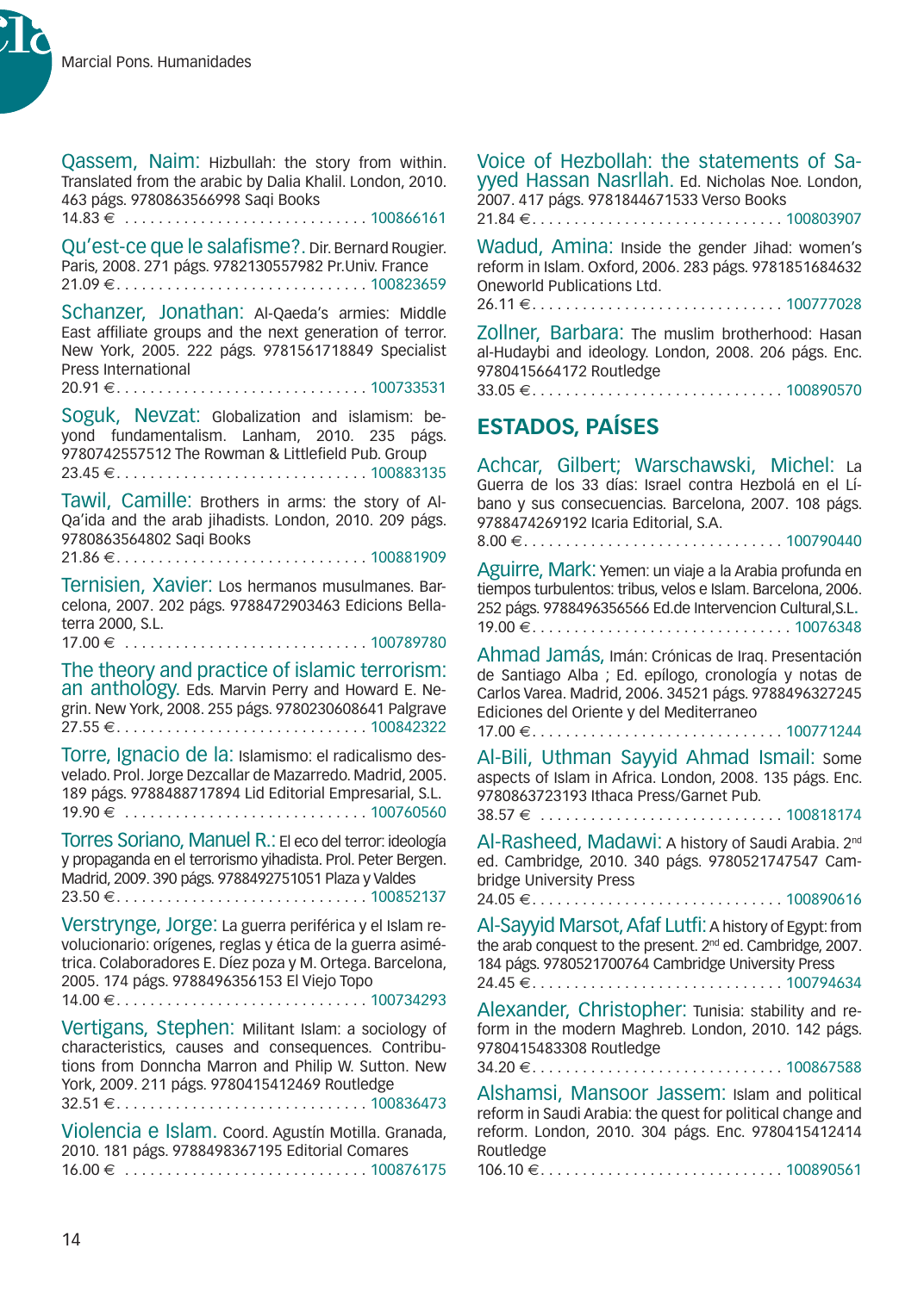**Qassem, Naim:** Hizbullah: the story from within. Translated from the arabic by Dalia Khalil. London, 2010. 463 págs. 9780863566998 Saqi Books
14.83 € ............................ 100866161

**Qu'est-ce que le salafisme?.** Dir. Bernard Rougier. Paris, 2008. 271 págs. 9782130557982 Pr.Univ. France
21.09 €............................. 100823659

**Schanzer, Jonathan:** Al-Qaeda's armies: Middle East affiliate groups and the next generation of terror. New York, 2005. 222 págs. 9781561718849 Specialist Press International
20.91 €............................. 100733531

**Soguk, Nevzat:** Globalization and islamism: beyond fundamentalism. Lanham, 2010. 235 págs. 9780742557512 The Rowman & Littlefield Pub. Group
23.45 €............................. 100883135

**Tawil, Camille:** Brothers in arms: the story of Al-Qa'ida and the arab jihadists. London, 2010. 209 págs. 9780863564802 Saqi Books
21.86 €............................. 100881909

**Ternisien, Xavier:** Los hermanos musulmanes. Barcelona, 2007. 202 págs. 9788472903463 Edicions Bellaterra 2000, S.L.
17.00 € ............................ 100789780

**The theory and practice of islamic terrorism: an anthology.** Eds. Marvin Perry and Howard E. Negrin. New York, 2008. 255 págs. 9780230608641 Palgrave
27.55 €............................. 100842322

**Torre, Ignacio de la:** Islamismo: el radicalismo desvelado. Prol. Jorge Dezcallar de Mazarredo. Madrid, 2005. 189 págs. 9788488717894 Lid Editorial Empresarial, S.L.
19.90 € ............................ 100760560

**Torres Soriano, Manuel R.:** El eco del terror: ideología y propaganda en el terrorismo yihadista. Prol. Peter Bergen. Madrid, 2009. 390 págs. 9788492751051 Plaza y Valdes
23.50 €............................. 100852137

**Verstrynge, Jorge:** La guerra periférica y el Islam revolucionario: orígenes, reglas y ética de la guerra asimétrica. Colaboradores E. Díez poza y M. Ortega. Barcelona, 2005. 174 págs. 9788496356153 El Viejo Topo
14.00 €............................. 100734293

**Vertigans, Stephen:** Militant Islam: a sociology of characteristics, causes and consequences. Contributions from Donncha Marron and Philip W. Sutton. New York, 2009. 211 págs. 9780415412469 Routledge
32.51 €............................. 100836473

**Violencia e Islam.** Coord. Agustín Motilla. Granada, 2010. 181 págs. 9788498367195 Editorial Comares
16.00 € ............................ 100876175

**Voice of Hezbollah: the statements of Sayyed Hassan Nasrllah.** Ed. Nicholas Noe. London, 2007. 417 págs. 9781844671533 Verso Books
21.84 €............................. 100803907

**Wadud, Amina:** Inside the gender Jihad: women's reform in Islam. Oxford, 2006. 283 págs. 9781851684632 Oneworld Publications Ltd.
26.11 €............................. 100777028

**Zollner, Barbara:** The muslim brotherhood: Hasan al-Hudaybi and ideology. London, 2008. 206 págs. Enc. 9780415664172 Routledge
33.05 €............................. 100890570

## ESTADOS, PAÍSES

**Achcar, Gilbert; Warschawski, Michel:** La Guerra de los 33 días: Israel contra Hezbolá en el Líbano y sus consecuencias. Barcelona, 2007. 108 págs. 9788474269192 Icaria Editorial, S.A.
8.00 €.............................. 100790440

**Aguirre, Mark:** Yemen: un viaje a la Arabia profunda en tiempos turbulentos: tribus, velos e Islam. Barcelona, 2006. 252 págs. 9788496356566 Ed.de Intervencion Cultural,S.L.
19.00 €............................. 10076348

**Ahmad Jamás,** Imán: Crónicas de Iraq. Presentación de Santiago Alba ; Ed. epílogo, cronología y notas de Carlos Varea. Madrid, 2006. 34521 págs. 9788496327245 Ediciones del Oriente y del Mediterraneo
17.00 €............................. 100771244

**Al-Bili, Uthman Sayyid Ahmad Ismail:** Some aspects of Islam in Africa. London, 2008. 135 págs. Enc. 9780863723193 Ithaca Press/Garnet Pub.
38.57 € ............................ 100818174

**Al-Rasheed, Madawi:** A history of Saudi Arabia. 2nd ed. Cambridge, 2010. 340 págs. 9780521747547 Cambridge University Press
24.05 €............................. 100890616

**Al-Sayyid Marsot, Afaf Lutfi:** A history of Egypt: from the arab conquest to the present. 2nd ed. Cambridge, 2007. 184 págs. 9780521700764 Cambridge University Press
24.45 €............................. 100794634

**Alexander, Christopher:** Tunisia: stability and reform in the modern Maghreb. London, 2010. 142 págs. 9780415483308 Routledge
34.20 €............................. 100867588

**Alshamsi, Mansoor Jassem:** Islam and political reform in Saudi Arabia: the quest for political change and reform. London, 2010. 304 págs. Enc. 9780415412414 Routledge
106.10 €............................ 100890561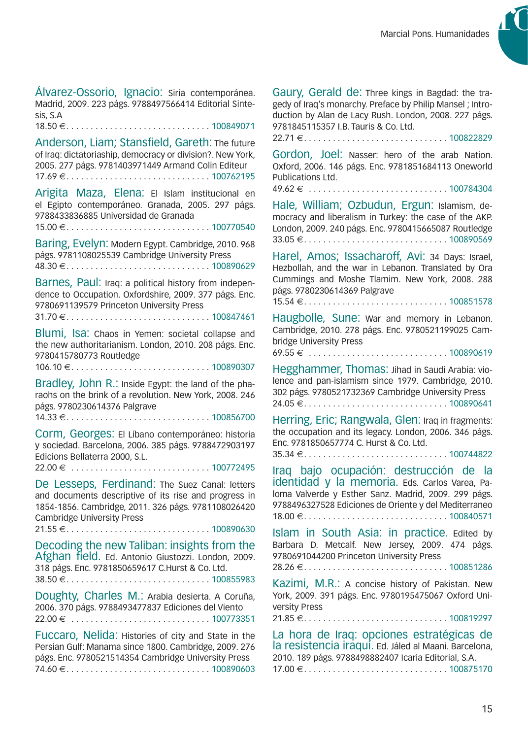**Álvarez-Ossorio, Ignacio:** Siria contemporánea. Madrid, 2009. 223 págs. 9788497566414 Editorial Síntesis, S.A
18.50 € . . . . . . . . . . . . . . . . . . . . . . . . . . . . . 100849071

**Anderson, Liam; Stansfield, Gareth:** The future of Iraq: dictatoriaship, democracy or division?. New York, 2005. 277 págs. 9781403971449 Armand Colin Editeur
17.69 € . . . . . . . . . . . . . . . . . . . . . . . . . . . . . 100762195

**Arigita Maza, Elena:** El Islam institucional en el Egipto contemporáneo. Granada, 2005. 297 págs. 9788433836885 Universidad de Granada
15.00 € . . . . . . . . . . . . . . . . . . . . . . . . . . . . . 100770540

**Baring, Evelyn:** Modern Egypt. Cambridge, 2010. 968 págs. 9781108025539 Cambridge University Press
48.30 € . . . . . . . . . . . . . . . . . . . . . . . . . . . . . 100890629

**Barnes, Paul:** Iraq: a political history from independence to Occupation. Oxfordshire, 2009. 377 págs. Enc. 9780691139579 Princeton University Press
31.70 € . . . . . . . . . . . . . . . . . . . . . . . . . . . . . 100847461

**Blumi, Isa:** Chaos in Yemen: societal collapse and the new authoritarianism. London, 2010. 208 págs. Enc. 9780415780773 Routledge
106.10 € . . . . . . . . . . . . . . . . . . . . . . . . . . . . 100890307

**Bradley, John R.:** Inside Egypt: the land of the pharaohs on the brink of a revolution. New York, 2008. 246 págs. 9780230614376 Palgrave
14.33 € . . . . . . . . . . . . . . . . . . . . . . . . . . . . . 100856700

**Corm, Georges:** El Líbano contemporáneo: historia y sociedad. Barcelona, 2006. 385 págs. 9788472903197 Edicions Bellaterra 2000, S.L.
22.00 € . . . . . . . . . . . . . . . . . . . . . . . . . . . . . 100772495

**De Lesseps, Ferdinand:** The Suez Canal: letters and documents descriptive of its rise and progress in 1854-1856. Cambridge, 2011. 326 págs. 9781108026420 Cambridge University Press
21.55 € . . . . . . . . . . . . . . . . . . . . . . . . . . . . . 100890630

**Decoding the new Taliban: insights from the Afghan field.** Ed. Antonio Giustozzi. London, 2009. 318 págs. Enc. 9781850659617 C.Hurst & Co. Ltd.
38.50 € . . . . . . . . . . . . . . . . . . . . . . . . . . . . . 100855983

**Doughty, Charles M.:** Arabia desierta. A Coruña, 2006. 370 págs. 9788493477837 Ediciones del Viento
22.00 € . . . . . . . . . . . . . . . . . . . . . . . . . . . . . 100773351

**Fuccaro, Nelida:** Histories of city and State in the Persian Gulf: Manama since 1800. Cambridge, 2009. 276 págs. Enc. 9780521514354 Cambridge University Press
74.60 € . . . . . . . . . . . . . . . . . . . . . . . . . . . . . 100890603

**Gaury, Gerald de:** Three kings in Bagdad: the tragedy of Iraq's monarchy. Preface by Philip Mansel ; Introduction by Alan de Lacy Rush. London, 2008. 227 págs. 9781845115357 I.B. Tauris & Co. Ltd.
22.71 € . . . . . . . . . . . . . . . . . . . . . . . . . . . . . 100822829

**Gordon, Joel:** Nasser: hero of the arab Nation. Oxford, 2006. 146 págs. Enc. 9781851684113 Oneworld Publications Ltd.
49.62 € . . . . . . . . . . . . . . . . . . . . . . . . . . . . . 100784304

**Hale, William; Ozbudun, Ergun:** Islamism, democracy and liberalism in Turkey: the case of the AKP. London, 2009. 240 págs. Enc. 9780415665087 Routledge
33.05 € . . . . . . . . . . . . . . . . . . . . . . . . . . . . . 100890569

**Harel, Amos; Issacharoff, Avi:** 34 Days: Israel, Hezbollah, and the war in Lebanon. Translated by Ora Cummings and Moshe Tlamim. New York, 2008. 288 págs. 9780230614369 Palgrave
15.54 € . . . . . . . . . . . . . . . . . . . . . . . . . . . . . 100851578

**Haugbolle, Sune:** War and memory in Lebanon. Cambridge, 2010. 278 págs. Enc. 9780521199025 Cambridge University Press
69.55 € . . . . . . . . . . . . . . . . . . . . . . . . . . . . . 100890619

**Hegghammer, Thomas:** Jihad in Saudi Arabia: violence and pan-islamism since 1979. Cambridge, 2010. 302 págs. 9780521732369 Cambridge University Press
24.05 € . . . . . . . . . . . . . . . . . . . . . . . . . . . . . 100890641

**Herring, Eric; Rangwala, Glen:** Iraq in fragments: the occupation and its legacy. London, 2006. 346 págs. Enc. 9781850657774 C. Hurst & Co. Ltd.
35.34 € . . . . . . . . . . . . . . . . . . . . . . . . . . . . . 100744822

**Iraq bajo ocupación: destrucción de la identidad y la memoria.** Eds. Carlos Varea, Paloma Valverde y Esther Sanz. Madrid, 2009. 299 págs. 9788496327528 Ediciones de Oriente y del Mediterraneo
18.00 € . . . . . . . . . . . . . . . . . . . . . . . . . . . . . 100840571

**Islam in South Asia: in practice.** Edited by Barbara D. Metcalf. New Jersey, 2009. 474 págs. 9780691044200 Princeton University Press
28.26 € . . . . . . . . . . . . . . . . . . . . . . . . . . . . . 100851286

**Kazimi, M.R.:** A concise history of Pakistan. New York, 2009. 391 págs. Enc. 9780195475067 Oxford University Press
21.85 € . . . . . . . . . . . . . . . . . . . . . . . . . . . . . 100819297

**La hora de Iraq: opciones estratégicas de la resistencia iraquí.** Ed. Jáled al Maani. Barcelona, 2010. 189 págs. 9788498882407 Icaria Editorial, S.A.
17.00 € . . . . . . . . . . . . . . . . . . . . . . . . . . . . . 100875170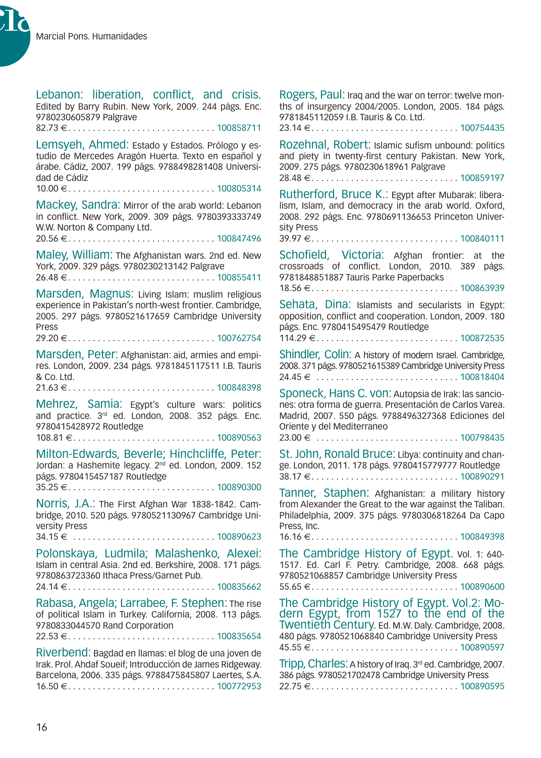**Lebanon: liberation, conflict, and crisis.** Edited by Barry Rubin. New York, 2009. 244 págs. Enc. 9780230605879 Palgrave
82.73 € . . . . . . . . . . . . . . . . . . . . . . . . . . . . . . 100858711

**Lemsyeh, Ahmed:** Estado y Estados. Prólogo y estudio de Mercedes Aragón Huerta. Texto en español y árabe. Cádiz, 2007. 199 págs. 9788498281408 Universidad de Cádiz
10.00 € . . . . . . . . . . . . . . . . . . . . . . . . . . . . . . 100805314

**Mackey, Sandra:** Mirror of the arab world: Lebanon in conflict. New York, 2009. 309 págs. 9780393333749 W.W. Norton & Company Ltd.
20.56 € . . . . . . . . . . . . . . . . . . . . . . . . . . . . . . 100847496

**Maley, William:** The Afghanistan wars. 2nd ed. New York, 2009. 329 págs. 9780230213142 Palgrave
26.48 € . . . . . . . . . . . . . . . . . . . . . . . . . . . . . . 100855411

**Marsden, Magnus:** Living Islam: muslim religious experience in Pakistan's north-west frontier. Cambridge, 2005. 297 págs. 9780521617659 Cambridge University Press
29.20 € . . . . . . . . . . . . . . . . . . . . . . . . . . . . . . 100762754

**Marsden, Peter:** Afghanistan: aid, armies and empires. London, 2009. 234 págs. 9781845117511 I.B. Tauris & Co. Ltd.
21.63 € . . . . . . . . . . . . . . . . . . . . . . . . . . . . . . 100848398

**Mehrez, Samia:** Egypt's culture wars: politics and practice. 3rd ed. London, 2008. 352 págs. Enc. 9780415428972 Routledge
108.81 € . . . . . . . . . . . . . . . . . . . . . . . . . . . . . . 100890563

**Milton-Edwards, Beverle; Hinchcliffe, Peter:** Jordan: a Hashemite legacy. 2nd ed. London, 2009. 152 págs. 9780415457187 Routledge
35.25 € . . . . . . . . . . . . . . . . . . . . . . . . . . . . . . 100890300

**Norris, J.A.:** The First Afghan War 1838-1842. Cambridge, 2010. 520 págs. 9780521130967 Cambridge University Press
34.15 € . . . . . . . . . . . . . . . . . . . . . . . . . . . . . . 100890623

**Polonskaya, Ludmila; Malashenko, Alexei:** Islam in central Asia. 2nd ed. Berkshire, 2008. 171 págs. 9780863723360 Ithaca Press/Garnet Pub.
24.14 € . . . . . . . . . . . . . . . . . . . . . . . . . . . . . . 100835662

**Rabasa, Angela; Larrabee, F. Stephen:** The rise of political Islam in Turkey. California, 2008. 113 págs. 9780833044570 Rand Corporation
22.53 € . . . . . . . . . . . . . . . . . . . . . . . . . . . . . . 100835654

**Riverbend:** Bagdad en llamas: el blog de una joven de Irak. Prol. Ahdaf Soueif; Introducción de James Ridgeway. Barcelona, 2006. 335 págs. 9788475845807 Laertes, S.A.
16.50 € . . . . . . . . . . . . . . . . . . . . . . . . . . . . . . 100772953

**Rogers, Paul:** Iraq and the war on terror: twelve months of insurgency 2004/2005. London, 2005. 184 págs. 9781845112059 I.B. Tauris & Co. Ltd.
23.14 € . . . . . . . . . . . . . . . . . . . . . . . . . . . . . . 100754435

**Rozehnal, Robert:** Islamic sufism unbound: politics and piety in twenty-first century Pakistan. New York, 2009. 275 págs. 9780230618961 Palgrave
28.48 € . . . . . . . . . . . . . . . . . . . . . . . . . . . . . . 100859197

**Rutherford, Bruce K.:** Egypt after Mubarak: liberalism, Islam, and democracy in the arab world. Oxford, 2008. 292 págs. Enc. 9780691136653 Princeton University Press
39.97 € . . . . . . . . . . . . . . . . . . . . . . . . . . . . . . 100840111

**Schofield, Victoria:** Afghan frontier: at the crossroads of conflict. London, 2010. 389 págs. 9781848851887 Tauris Parke Paperbacks
18.56 € . . . . . . . . . . . . . . . . . . . . . . . . . . . . . . 100863939

**Sehata, Dina:** Islamists and secularists in Egypt: opposition, conflict and cooperation. London, 2009. 180 págs. Enc. 9780415495479 Routledge
114.29 € . . . . . . . . . . . . . . . . . . . . . . . . . . . . . . 100872535

**Shindler, Colin:** A history of modern Israel. Cambridge, 2008. 371 págs. 9780521615389 Cambridge University Press
24.45 € . . . . . . . . . . . . . . . . . . . . . . . . . . . . . . 100818404

**Sponeck, Hans C. von:** Autopsia de Irak: las sanciones: otra forma de guerra. Presentación de Carlos Varea. Madrid, 2007. 550 págs. 9788496327368 Ediciones del Oriente y del Mediterraneo
23.00 € . . . . . . . . . . . . . . . . . . . . . . . . . . . . . . 100798435

**St. John, Ronald Bruce:** Libya: continuity and change. London, 2011. 178 págs. 9780415779777 Routledge
38.17 € . . . . . . . . . . . . . . . . . . . . . . . . . . . . . . 100890291

**Tanner, Stephen:** Afghanistan: a military history from Alexander the Great to the war against the Taliban. Philadelphia, 2009. 375 págs. 9780306818264 Da Capo Press, Inc.
16.16 € . . . . . . . . . . . . . . . . . . . . . . . . . . . . . . 100849398

**The Cambridge History of Egypt.** Vol. 1: 640-1517. Ed. Carl F. Petry. Cambridge, 2008. 668 págs. 9780521068857 Cambridge University Press
55.65 € . . . . . . . . . . . . . . . . . . . . . . . . . . . . . . 100890600

**The Cambridge History of Egypt. Vol.2: Modern Egypt, from 1527 to the end of the Twentieth Century.** Ed. M.W. Daly. Cambridge, 2008. 480 págs. 9780521068840 Cambridge University Press
45.55 € . . . . . . . . . . . . . . . . . . . . . . . . . . . . . . 100890597

**Tripp, Charles:** A history of Iraq. 3rd ed. Cambridge, 2007. 386 págs. 9780521702478 Cambridge University Press
22.75 € . . . . . . . . . . . . . . . . . . . . . . . . . . . . . . 100890595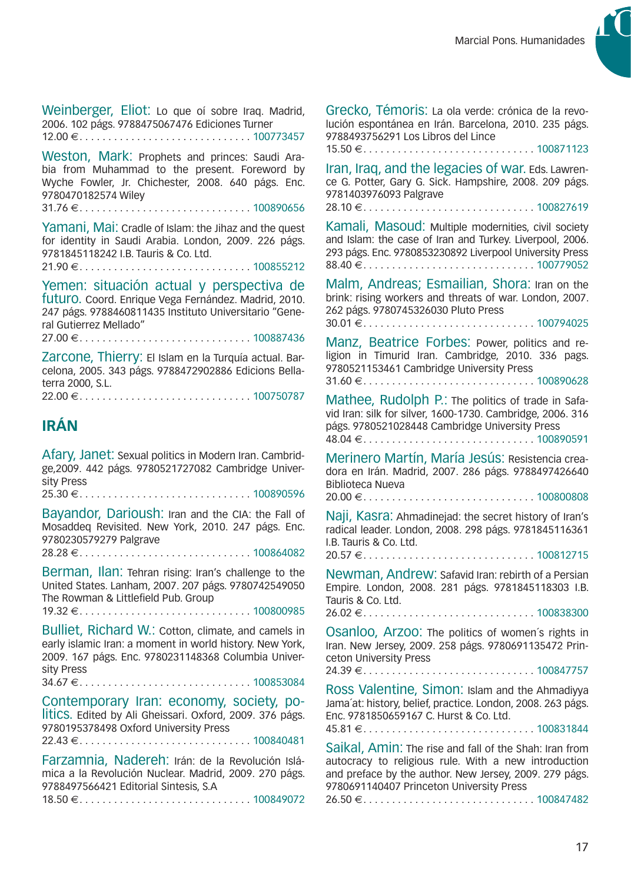Weinberger, Eliot: Lo que oí sobre Iraq. Madrid, 2006. 102 págs. 9788475067476 Ediciones Turner
12.00 € . . . . . . . . . . . . . . . . . . . . . . . . . . . . . 100773457

Weston, Mark: Prophets and princes: Saudi Arabia from Muhammad to the present. Foreword by Wyche Fowler, Jr. Chichester, 2008. 640 págs. Enc. 9780470182574 Wiley
31.76 € . . . . . . . . . . . . . . . . . . . . . . . . . . . . . 100890656

Yamani, Mai: Cradle of Islam: the Jihaz and the quest for identity in Saudi Arabia. London, 2009. 226 págs. 9781845118242 I.B. Tauris & Co. Ltd.
21.90 € . . . . . . . . . . . . . . . . . . . . . . . . . . . . . 100855212

Yemen: situación actual y perspectiva de futuro. Coord. Enrique Vega Fernández. Madrid, 2010. 247 págs. 9788460811435 Instituto Universitario "General Gutierrez Mellado"
27.00 € . . . . . . . . . . . . . . . . . . . . . . . . . . . . . 100887436

Zarcone, Thierry: El Islam en la Turquía actual. Barcelona, 2005. 343 págs. 9788472902886 Edicions Bellaterra 2000, S.L.
22.00 € . . . . . . . . . . . . . . . . . . . . . . . . . . . . . 100750787

## IRÁN

Afary, Janet: Sexual politics in Modern Iran. Cambridge,2009. 442 págs. 9780521727082 Cambridge University Press
25.30 € . . . . . . . . . . . . . . . . . . . . . . . . . . . . . 100890596

Bayandor, Darioush: Iran and the CIA: the Fall of Mosaddeq Revisited. New York, 2010. 247 págs. Enc. 9780230579279 Palgrave
28.28 € . . . . . . . . . . . . . . . . . . . . . . . . . . . . . 100864082

Berman, Ilan: Tehran rising: Iran's challenge to the United States. Lanham, 2007. 207 págs. 9780742549050 The Rowman & Littlefield Pub. Group
19.32 € . . . . . . . . . . . . . . . . . . . . . . . . . . . . . 100800985

Bulliet, Richard W.: Cotton, climate, and camels in early islamic Iran: a moment in world history. New York, 2009. 167 págs. Enc. 9780231148368 Columbia University Press
34.67 € . . . . . . . . . . . . . . . . . . . . . . . . . . . . . 100853084

Contemporary Iran: economy, society, politics. Edited by Ali Gheissari. Oxford, 2009. 376 págs. 9780195378498 Oxford University Press
22.43 € . . . . . . . . . . . . . . . . . . . . . . . . . . . . . 100840481

Farzamnia, Nadereh: Irán: de la Revolución Islámica a la Revolución Nuclear. Madrid, 2009. 270 págs. 9788497566421 Editorial Sintesis, S.A
18.50 € . . . . . . . . . . . . . . . . . . . . . . . . . . . . . 100849072

Grecko, Témoris: La ola verde: crónica de la revolución espontánea en Irán. Barcelona, 2010. 235 págs. 9788493756291 Los Libros del Lince
15.50 € . . . . . . . . . . . . . . . . . . . . . . . . . . . . . 100871123

Iran, Iraq, and the legacies of war. Eds. Lawrence G. Potter, Gary G. Sick. Hampshire, 2008. 209 págs. 9781403976093 Palgrave
28.10 € . . . . . . . . . . . . . . . . . . . . . . . . . . . . . 100827619

Kamali, Masoud: Multiple modernities, civil society and Islam: the case of Iran and Turkey. Liverpool, 2006. 293 págs. Enc. 9780853230892 Liverpool University Press
88.40 € . . . . . . . . . . . . . . . . . . . . . . . . . . . . . 100779052

Malm, Andreas; Esmailian, Shora: Iran on the brink: rising workers and threats of war. London, 2007. 262 págs. 9780745326030 Pluto Press
30.01 € . . . . . . . . . . . . . . . . . . . . . . . . . . . . . 100794025

Manz, Beatrice Forbes: Power, politics and religion in Timurid Iran. Cambridge, 2010. 336 pags. 9780521153461 Cambridge University Press
31.60 € . . . . . . . . . . . . . . . . . . . . . . . . . . . . . 100890628

Mathee, Rudolph P.: The politics of trade in Safavid Iran: silk for silver, 1600-1730. Cambridge, 2006. 316 págs. 9780521028448 Cambridge University Press
48.04 € . . . . . . . . . . . . . . . . . . . . . . . . . . . . . 100890591

Merinero Martín, María Jesús: Resistencia creadora en Irán. Madrid, 2007. 286 págs. 9788497426640 Biblioteca Nueva
20.00 € . . . . . . . . . . . . . . . . . . . . . . . . . . . . . 100800808

Naji, Kasra: Ahmadinejad: the secret history of Iran's radical leader. London, 2008. 298 págs. 9781845116361 I.B. Tauris & Co. Ltd.
20.57 € . . . . . . . . . . . . . . . . . . . . . . . . . . . . . 100812715

Newman, Andrew: Safavid Iran: rebirth of a Persian Empire. London, 2008. 281 págs. 9781845118303 I.B. Tauris & Co. Ltd.
26.02 € . . . . . . . . . . . . . . . . . . . . . . . . . . . . . 100838300

Osanloo, Arzoo: The politics of women´s rights in Iran. New Jersey, 2009. 258 págs. 9780691135472 Princeton University Press
24.39 € . . . . . . . . . . . . . . . . . . . . . . . . . . . . . 100847757

Ross Valentine, Simon: Islam and the Ahmadiyya Jama´at: history, belief, practice. London, 2008. 263 págs. Enc. 9781850659167 C. Hurst & Co. Ltd.
45.81 € . . . . . . . . . . . . . . . . . . . . . . . . . . . . . 100831844

Saikal, Amin: The rise and fall of the Shah: Iran from autocracy to religious rule. With a new introduction and preface by the author. New Jersey, 2009. 279 págs. 9780691140407 Princeton University Press
26.50 € . . . . . . . . . . . . . . . . . . . . . . . . . . . . . 100847482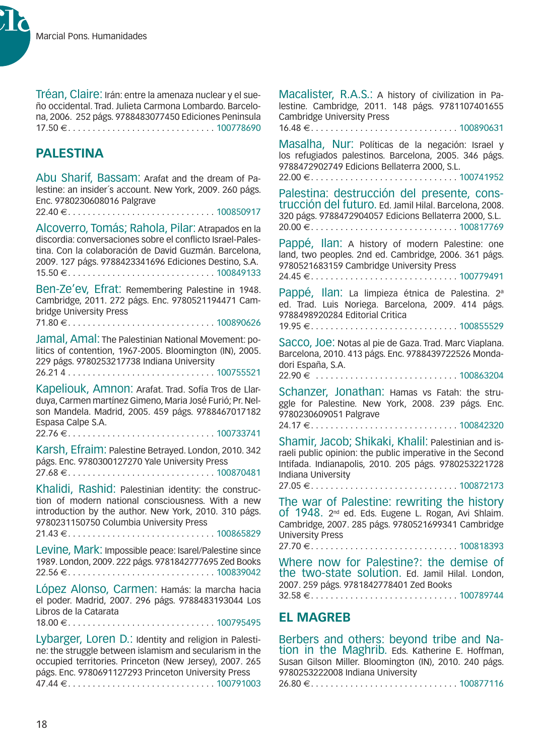Tréan, Claire: Irán: entre la amenaza nuclear y el sueño occidental. Trad. Julieta Carmona Lombardo. Barcelona, 2006. 252 págs. 9788483077450 Ediciones Peninsula
17.50 € . . . . . . . . . . . . . . . . . . . . . . . . . . . . . 100778690

## PALESTINA

Abu Sharif, Bassam: Arafat and the dream of Palestine: an insider´s account. New York, 2009. 260 págs. Enc. 9780230608016 Palgrave
22.40 € . . . . . . . . . . . . . . . . . . . . . . . . . . . . . 100850917

Alcoverro, Tomás; Rahola, Pilar: Atrapados en la discordia: conversaciones sobre el conflicto Israel-Palestina. Con la colaboración de David Guzmán. Barcelona, 2009. 127 págs. 9788423341696 Ediciones Destino, S.A.
15.50 € . . . . . . . . . . . . . . . . . . . . . . . . . . . . . 100849133

Ben-Ze'ev, Efrat: Remembering Palestine in 1948. Cambridge, 2011. 272 págs. Enc. 9780521194471 Cambridge University Press
71.80 € . . . . . . . . . . . . . . . . . . . . . . . . . . . . . 100890626

Jamal, Amal: The Palestinian National Movement: politics of contention, 1967-2005. Bloomington (IN), 2005. 229 págs. 9780253217738 Indiana University
26.21 4 . . . . . . . . . . . . . . . . . . . . . . . . . . . . . 100755521

Kapeliouk, Amnon: Arafat. Trad. Sofía Tros de Llarduya, Carmen martínez Gimeno, Maria José Furió; Pr. Nelson Mandela. Madrid, 2005. 459 págs. 9788467017182 Espasa Calpe S.A.
22.76 € . . . . . . . . . . . . . . . . . . . . . . . . . . . . . 100733741

Karsh, Efraim: Palestine Betrayed. London, 2010. 342 págs. Enc. 9780300127270 Yale University Press
27.68 € . . . . . . . . . . . . . . . . . . . . . . . . . . . . . 100870481

Khalidi, Rashid: Palestinian identity: the construction of modern national consciousness. With a new introduction by the author. New York, 2010. 310 págs. 9780231150750 Columbia University Press
21.43 € . . . . . . . . . . . . . . . . . . . . . . . . . . . . . 100865829

Levine, Mark: Impossible peace: Isarel/Palestine since 1989. London, 2009. 222 págs. 9781842777695 Zed Books
22.56 € . . . . . . . . . . . . . . . . . . . . . . . . . . . . . 100839042

López Alonso, Carmen: Hamás: la marcha hacia el poder. Madrid, 2007. 296 págs. 9788483193044 Los Libros de la Catarata
18.00 € . . . . . . . . . . . . . . . . . . . . . . . . . . . . . 100795495

Lybarger, Loren D.: Identity and religion in Palestine: the struggle between islamism and secularism in the occupied territories. Princeton (New Jersey), 2007. 265 págs. Enc. 9780691127293 Princeton University Press
47.44 € . . . . . . . . . . . . . . . . . . . . . . . . . . . . . 100791003

Macalister, R.A.S.: A history of civilization in Palestine. Cambridge, 2011. 148 págs. 9781107401655 Cambridge University Press
16.48 € . . . . . . . . . . . . . . . . . . . . . . . . . . . . . 100890631

Masalha, Nur: Políticas de la negación: Israel y los refugiados palestinos. Barcelona, 2005. 346 págs. 9788472902749 Edicions Bellaterra 2000, S.L.
22.00 € . . . . . . . . . . . . . . . . . . . . . . . . . . . . . 100741952

Palestina: destrucción del presente, construcción del futuro. Ed. Jamil Hilal. Barcelona, 2008. 320 págs. 9788472904057 Edicions Bellaterra 2000, S.L.
20.00 € . . . . . . . . . . . . . . . . . . . . . . . . . . . . . 100817769

Pappé, Ilan: A history of modern Palestine: one land, two peoples. 2nd ed. Cambridge, 2006. 361 págs. 9780521683159 Cambridge University Press
24.45 € . . . . . . . . . . . . . . . . . . . . . . . . . . . . . 100779491

Pappé, Ilan: La limpieza étnica de Palestina. 2ª ed. Trad. Luis Noriega. Barcelona, 2009. 414 págs. 9788498920284 Editorial Critica
19.95 € . . . . . . . . . . . . . . . . . . . . . . . . . . . . . 100855529

Sacco, Joe: Notas al pie de Gaza. Trad. Marc Viaplana. Barcelona, 2010. 413 págs. Enc. 9788439722526 Mondadori España, S.A.
22.90 € . . . . . . . . . . . . . . . . . . . . . . . . . . . . . 100863204

Schanzer, Jonathan: Hamas vs Fatah: the struggle for Palestine. New York, 2008. 239 págs. Enc. 9780230609051 Palgrave
24.17 € . . . . . . . . . . . . . . . . . . . . . . . . . . . . . 100842320

Shamir, Jacob; Shikaki, Khalil: Palestinian and israeli public opinion: the public imperative in the Second Intifada. Indianapolis, 2010. 205 págs. 9780253221728 Indiana University
27.05 € . . . . . . . . . . . . . . . . . . . . . . . . . . . . . 100872173

The war of Palestine: rewriting the history of 1948. 2nd ed. Eds. Eugene L. Rogan, Avi Shlaim. Cambridge, 2007. 285 págs. 9780521699341 Cambridge University Press
27.70 € . . . . . . . . . . . . . . . . . . . . . . . . . . . . . 100818393

Where now for Palestine?: the demise of the two-state solution. Ed. Jamil Hilal. London, 2007. 259 págs. 9781842778401 Zed Books
32.58 € . . . . . . . . . . . . . . . . . . . . . . . . . . . . . 100789744

## EL MAGREB

Berbers and others: beyond tribe and Nation in the Maghrib. Eds. Katherine E. Hoffman, Susan Gilson Miller. Bloomington (IN), 2010. 240 págs. 9780253222008 Indiana University
26.80 € . . . . . . . . . . . . . . . . . . . . . . . . . . . . . 100877116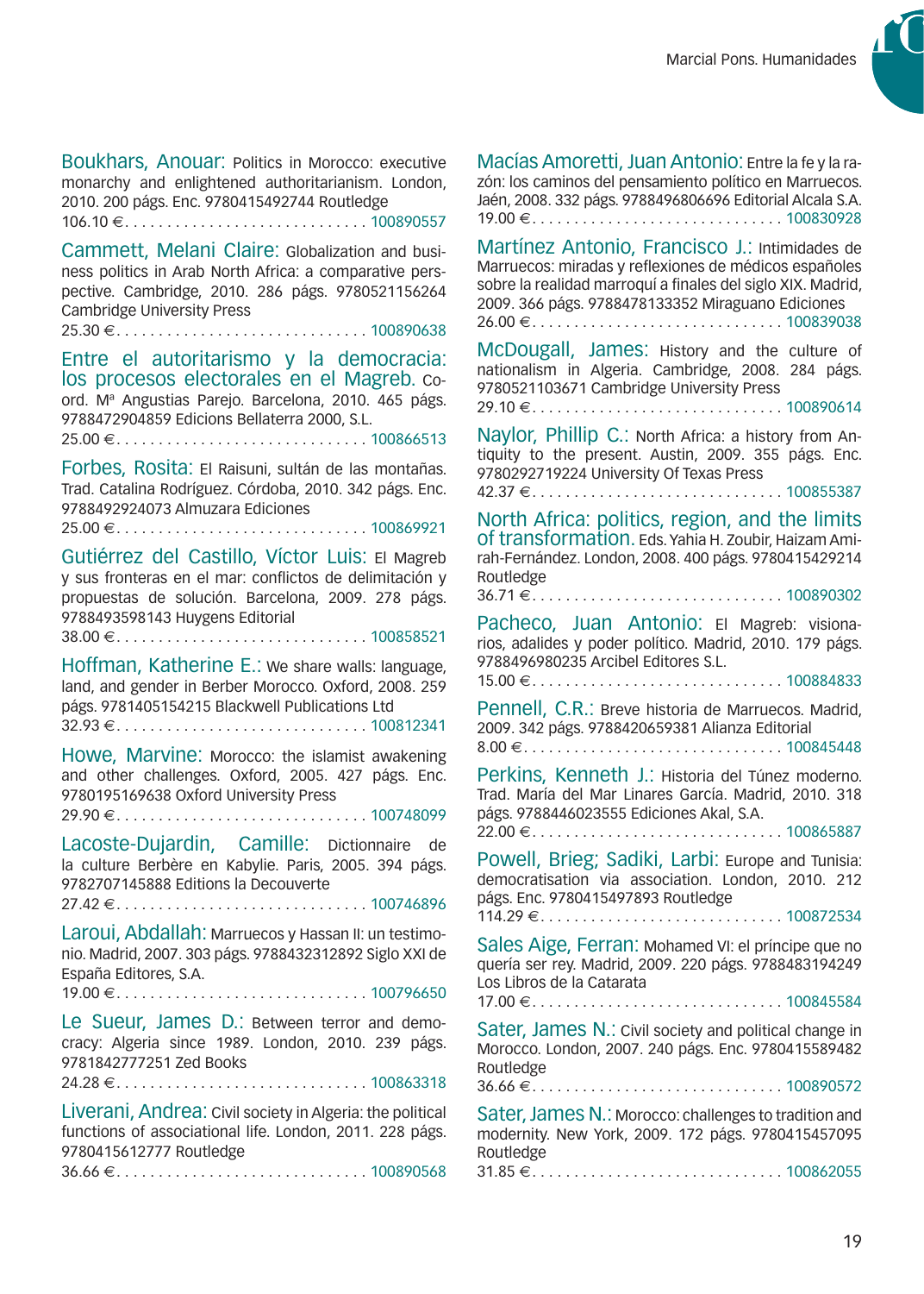**Boukhars, Anouar:** Politics in Morocco: executive monarchy and enlightened authoritarianism. London, 2010. 200 págs. Enc. 9780415492744 Routledge
106.10 € . . . . . . . . . . . . . . . . . . . . . . . . . . . . . 100890557

**Cammett, Melani Claire:** Globalization and business politics in Arab North Africa: a comparative perspective. Cambridge, 2010. 286 págs. 9780521156264 Cambridge University Press
25.30 € . . . . . . . . . . . . . . . . . . . . . . . . . . . . . 100890638

**Entre el autoritarismo y la democracia: los procesos electorales en el Magreb.** Coord. Mª Angustias Parejo. Barcelona, 2010. 465 págs. 9788472904859 Edicions Bellaterra 2000, S.L.
25.00 € . . . . . . . . . . . . . . . . . . . . . . . . . . . . . 100866513

**Forbes, Rosita:** El Raisuni, sultán de las montañas. Trad. Catalina Rodríguez. Córdoba, 2010. 342 págs. Enc. 9788492924073 Almuzara Ediciones
25.00 € . . . . . . . . . . . . . . . . . . . . . . . . . . . . . 100869921

**Gutiérrez del Castillo, Víctor Luis:** El Magreb y sus fronteras en el mar: conflictos de delimitación y propuestas de solución. Barcelona, 2009. 278 págs. 9788493598143 Huygens Editorial
38.00 € . . . . . . . . . . . . . . . . . . . . . . . . . . . . . 100858521

**Hoffman, Katherine E.:** We share walls: language, land, and gender in Berber Morocco. Oxford, 2008. 259 págs. 9781405154215 Blackwell Publications Ltd
32.93 € . . . . . . . . . . . . . . . . . . . . . . . . . . . . . 100812341

**Howe, Marvine:** Morocco: the islamist awakening and other challenges. Oxford, 2005. 427 págs. Enc. 9780195169638 Oxford University Press
29.90 € . . . . . . . . . . . . . . . . . . . . . . . . . . . . . 100748099

**Lacoste-Dujardin, Camille:** Dictionnaire de la culture Berbère en Kabylie. Paris, 2005. 394 págs. 9782707145888 Editions la Decouverte
27.42 € . . . . . . . . . . . . . . . . . . . . . . . . . . . . . 100746896

**Laroui, Abdallah:** Marruecos y Hassan II: un testimonio. Madrid, 2007. 303 págs. 9788432312892 Siglo XXI de España Editores, S.A.
19.00 € . . . . . . . . . . . . . . . . . . . . . . . . . . . . . 100796650

**Le Sueur, James D.:** Between terror and democracy: Algeria since 1989. London, 2010. 239 págs. 9781842777251 Zed Books
24.28 € . . . . . . . . . . . . . . . . . . . . . . . . . . . . . 100863318

**Liverani, Andrea:** Civil society in Algeria: the political functions of associational life. London, 2011. 228 págs. 9780415612777 Routledge
36.66 € . . . . . . . . . . . . . . . . . . . . . . . . . . . . . 100890568

**Macías Amoretti, Juan Antonio:** Entre la fe y la razón: los caminos del pensamiento político en Marruecos. Jaén, 2008. 332 págs. 9788496806696 Editorial Alcala S.A.
19.00 € . . . . . . . . . . . . . . . . . . . . . . . . . . . . . 100830928

**Martínez Antonio, Francisco J.:** Intimidades de Marruecos: miradas y reflexiones de médicos españoles sobre la realidad marroquí a finales del siglo XIX. Madrid, 2009. 366 págs. 9788478133352 Miraguano Ediciones
26.00 € . . . . . . . . . . . . . . . . . . . . . . . . . . . . . 100839038

**McDougall, James:** History and the culture of nationalism in Algeria. Cambridge, 2008. 284 págs. 9780521103671 Cambridge University Press
29.10 € . . . . . . . . . . . . . . . . . . . . . . . . . . . . . 100890614

**Naylor, Phillip C.:** North Africa: a history from Antiquity to the present. Austin, 2009. 355 págs. Enc. 9780292719224 University Of Texas Press
42.37 € . . . . . . . . . . . . . . . . . . . . . . . . . . . . . 100855387

**North Africa: politics, region, and the limits of transformation.** Eds. Yahia H. Zoubir, Haizam Amirah-Fernández. London, 2008. 400 págs. 9780415429214 Routledge
36.71 € . . . . . . . . . . . . . . . . . . . . . . . . . . . . . 100890302

**Pacheco, Juan Antonio:** El Magreb: visionarios, adalides y poder político. Madrid, 2010. 179 págs. 9788496980235 Arcibel Editores S.L.
15.00 € . . . . . . . . . . . . . . . . . . . . . . . . . . . . . 100884833

**Pennell, C.R.:** Breve historia de Marruecos. Madrid, 2009. 342 págs. 9788420659381 Alianza Editorial
8.00 € . . . . . . . . . . . . . . . . . . . . . . . . . . . . . 100845448

**Perkins, Kenneth J.:** Historia del Túnez moderno. Trad. María del Mar Linares García. Madrid, 2010. 318 págs. 9788446023555 Ediciones Akal, S.A.
22.00 € . . . . . . . . . . . . . . . . . . . . . . . . . . . . . 100865887

**Powell, Brieg; Sadiki, Larbi:** Europe and Tunisia: democratisation via association. London, 2010. 212 págs. Enc. 9780415497893 Routledge
114.29 € . . . . . . . . . . . . . . . . . . . . . . . . . . . . . 100872534

**Sales Aige, Ferran:** Mohamed VI: el príncipe que no quería ser rey. Madrid, 2009. 220 págs. 9788483194249 Los Libros de la Catarata
17.00 € . . . . . . . . . . . . . . . . . . . . . . . . . . . . . 100845584

**Sater, James N.:** Civil society and political change in Morocco. London, 2007. 240 págs. Enc. 9780415589482 Routledge
36.66 € . . . . . . . . . . . . . . . . . . . . . . . . . . . . . 100890572

**Sater, James N.:** Morocco: challenges to tradition and modernity. New York, 2009. 172 págs. 9780415457095 Routledge
31.85 € . . . . . . . . . . . . . . . . . . . . . . . . . . . . . 100862055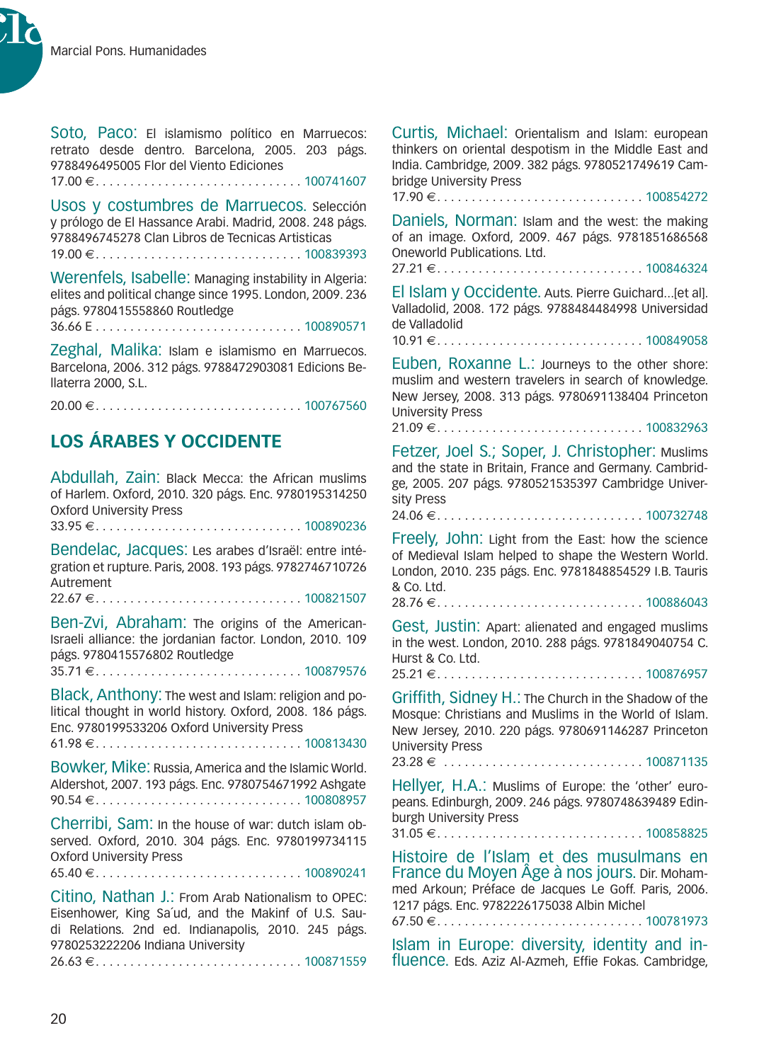**Soto, Paco:** El islamismo político en Marruecos: retrato desde dentro. Barcelona, 2005. 203 págs. 9788496495005 Flor del Viento Ediciones
17.00 € . . . . . . . . . . . . . . . . . . . . . . . . . . . . . 100741607

**Usos y costumbres de Marruecos.** Selección y prólogo de El Hassance Arabi. Madrid, 2008. 248 págs. 9788496745278 Clan Libros de Tecnicas Artisticas
19.00 € . . . . . . . . . . . . . . . . . . . . . . . . . . . . . 100839393

**Werenfels, Isabelle:** Managing instability in Algeria: elites and political change since 1995. London, 2009. 236 págs. 9780415558860 Routledge
36.66 E . . . . . . . . . . . . . . . . . . . . . . . . . . . . . 100890571

**Zeghal, Malika:** Islam e islamismo en Marruecos. Barcelona, 2006. 312 págs. 9788472903081 Edicions Bellaterra 2000, S.L.
20.00 € . . . . . . . . . . . . . . . . . . . . . . . . . . . . . 100767560

## LOS ÁRABES Y OCCIDENTE

**Abdullah, Zain:** Black Mecca: the African muslims of Harlem. Oxford, 2010. 320 págs. Enc. 9780195314250 Oxford University Press
33.95 € . . . . . . . . . . . . . . . . . . . . . . . . . . . . . 100890236

**Bendelac, Jacques:** Les arabes d'Israël: entre intégration et rupture. Paris, 2008. 193 págs. 9782746710726 Autrement
22.67 € . . . . . . . . . . . . . . . . . . . . . . . . . . . . . 100821507

**Ben-Zvi, Abraham:** The origins of the American-Israeli alliance: the jordanian factor. London, 2010. 109 págs. 9780415576802 Routledge
35.71 € . . . . . . . . . . . . . . . . . . . . . . . . . . . . . 100879576

**Black, Anthony:** The west and Islam: religion and political thought in world history. Oxford, 2008. 186 págs. Enc. 9780199533206 Oxford University Press
61.98 € . . . . . . . . . . . . . . . . . . . . . . . . . . . . . 100813430

**Bowker, Mike:** Russia, America and the Islamic World. Aldershot, 2007. 193 págs. Enc. 9780754671992 Ashgate
90.54 € . . . . . . . . . . . . . . . . . . . . . . . . . . . . . 100808957

**Cherribi, Sam:** In the house of war: dutch islam observed. Oxford, 2010. 304 págs. Enc. 9780199734115 Oxford University Press
65.40 € . . . . . . . . . . . . . . . . . . . . . . . . . . . . . 100890241

**Citino, Nathan J.:** From Arab Nationalism to OPEC: Eisenhower, King Sa'ud, and the Makinf of U.S. Saudi Relations. 2nd ed. Indianapolis, 2010. 245 págs. 9780253222206 Indiana University
26.63 € . . . . . . . . . . . . . . . . . . . . . . . . . . . . . 100871559

**Curtis, Michael:** Orientalism and Islam: european thinkers on oriental despotism in the Middle East and India. Cambridge, 2009. 382 págs. 9780521749619 Cambridge University Press
17.90 € . . . . . . . . . . . . . . . . . . . . . . . . . . . . . 100854272

**Daniels, Norman:** Islam and the west: the making of an image. Oxford, 2009. 467 págs. 9781851686568 Oneworld Publications. Ltd.
27.21 € . . . . . . . . . . . . . . . . . . . . . . . . . . . . . 100846324

**El Islam y Occidente.** Auts. Pierre Guichard...[et al]. Valladolid, 2008. 172 págs. 9788484484998 Universidad de Valladolid
10.91 € . . . . . . . . . . . . . . . . . . . . . . . . . . . . . 100849058

**Euben, Roxanne L.:** Journeys to the other shore: muslim and western travelers in search of knowledge. New Jersey, 2008. 313 págs. 9780691138404 Princeton University Press
21.09 € . . . . . . . . . . . . . . . . . . . . . . . . . . . . . 100832963

**Fetzer, Joel S.; Soper, J. Christopher:** Muslims and the state in Britain, France and Germany. Cambridge, 2005. 207 págs. 9780521535397 Cambridge University Press
24.06 € . . . . . . . . . . . . . . . . . . . . . . . . . . . . . 100732748

**Freely, John:** Light from the East: how the science of Medieval Islam helped to shape the Western World. London, 2010. 235 págs. Enc. 9781848854529 I.B. Tauris & Co. Ltd.
28.76 € . . . . . . . . . . . . . . . . . . . . . . . . . . . . . 100886043

**Gest, Justin:** Apart: alienated and engaged muslims in the west. London, 2010. 288 págs. 9781849040754 C. Hurst & Co. Ltd.
25.21 € . . . . . . . . . . . . . . . . . . . . . . . . . . . . . 100876957

**Griffith, Sidney H.:** The Church in the Shadow of the Mosque: Christians and Muslims in the World of Islam. New Jersey, 2010. 220 págs. 9780691146287 Princeton University Press
23.28 € . . . . . . . . . . . . . . . . . . . . . . . . . . . . . 100871135

**Hellyer, H.A.:** Muslims of Europe: the 'other' europeans. Edinburgh, 2009. 246 págs. 9780748639489 Edinburgh University Press
31.05 € . . . . . . . . . . . . . . . . . . . . . . . . . . . . . 100858825

**Histoire de l'Islam et des musulmans en France du Moyen Âge à nos jours.** Dir. Mohammed Arkoun; Préface de Jacques Le Goff. Paris, 2006. 1217 págs. Enc. 9782226175038 Albin Michel
67.50 € . . . . . . . . . . . . . . . . . . . . . . . . . . . . . 100781973

**Islam in Europe: diversity, identity and influence.** Eds. Aziz Al-Azmeh, Effie Fokas. Cambridge,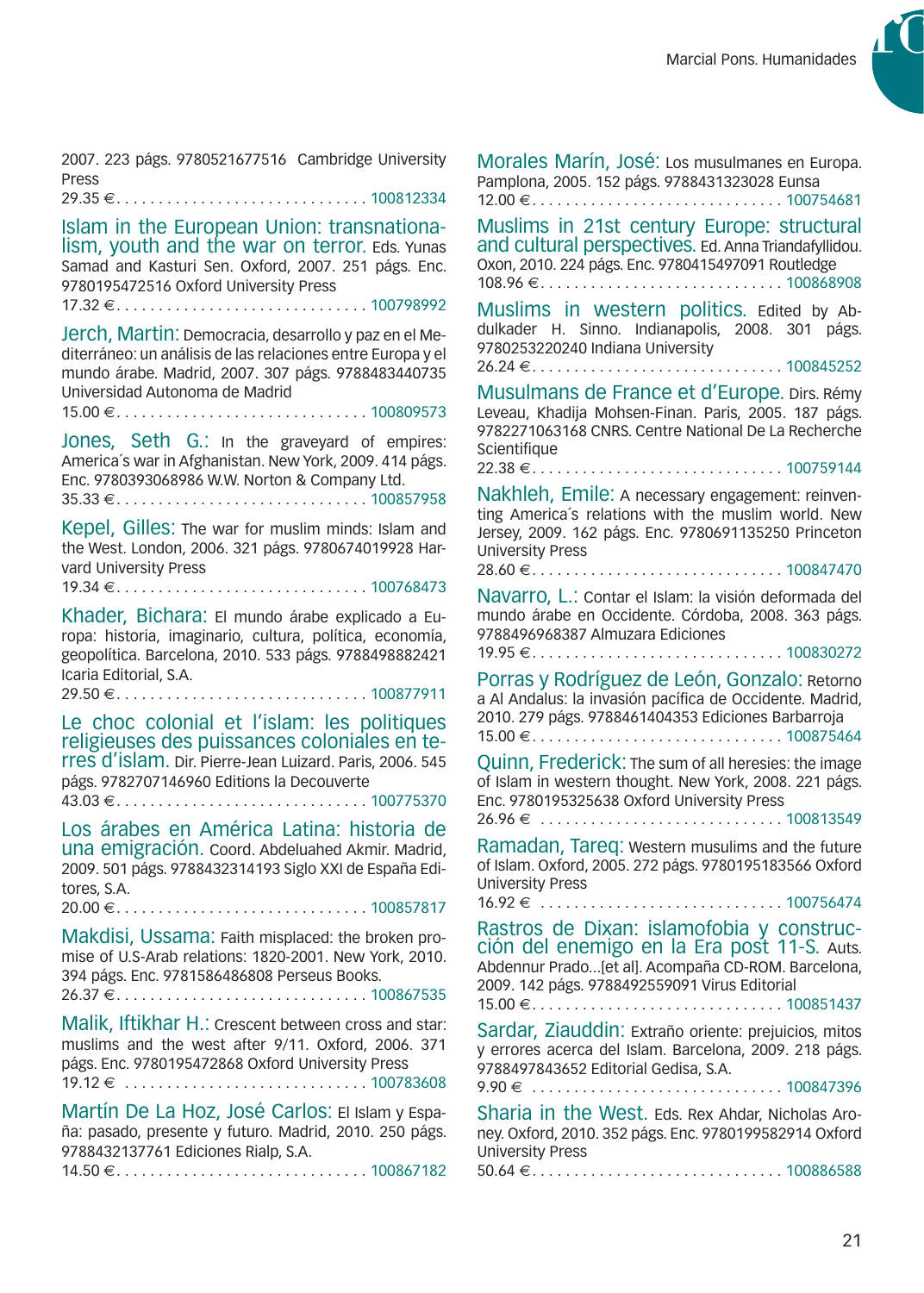2007. 223 págs. 9780521677516 Cambridge University Press
29.35 € . . . . . . . . . . . . . . . . . . . . . . . . . . . . . 100812334

Islam in the European Union: transnationalism, youth and the war on terror. Eds. Yunas Samad and Kasturi Sen. Oxford, 2007. 251 págs. Enc. 9780195472516 Oxford University Press
17.32 € . . . . . . . . . . . . . . . . . . . . . . . . . . . . . 100798992

Jerch, Martin: Democracia, desarrollo y paz en el Mediterráneo: un análisis de las relaciones entre Europa y el mundo árabe. Madrid, 2007. 307 págs. 9788483440735 Universidad Autonoma de Madrid
15.00 € . . . . . . . . . . . . . . . . . . . . . . . . . . . . . 100809573

Jones, Seth G.: In the graveyard of empires: America´s war in Afghanistan. New York, 2009. 414 págs. Enc. 9780393068986 W.W. Norton & Company Ltd.
35.33 € . . . . . . . . . . . . . . . . . . . . . . . . . . . . . 100857958

Kepel, Gilles: The war for muslim minds: Islam and the West. London, 2006. 321 págs. 9780674019928 Harvard University Press
19.34 € . . . . . . . . . . . . . . . . . . . . . . . . . . . . . 100768473

Khader, Bichara: El mundo árabe explicado a Europa: historia, imaginario, cultura, política, economía, geopolítica. Barcelona, 2010. 533 págs. 9788498882421 Icaria Editorial, S.A.
29.50 € . . . . . . . . . . . . . . . . . . . . . . . . . . . . . 100877911

Le choc colonial et l'islam: les politiques religieuses des puissances coloniales en terres d'islam. Dir. Pierre-Jean Luizard. Paris, 2006. 545 págs. 9782707146960 Editions la Decouverte
43.03 € . . . . . . . . . . . . . . . . . . . . . . . . . . . . . 100775370

Los árabes en América Latina: historia de una emigración. Coord. Abdeluahed Akmir. Madrid, 2009. 501 págs. 9788432314193 Siglo XXI de España Editores, S.A.
20.00 € . . . . . . . . . . . . . . . . . . . . . . . . . . . . . 100857817

Makdisi, Ussama: Faith misplaced: the broken promise of U.S-Arab relations: 1820-2001. New York, 2010. 394 págs. Enc. 9781586486808 Perseus Books.
26.37 € . . . . . . . . . . . . . . . . . . . . . . . . . . . . . 100867535

Malik, Iftikhar H.: Crescent between cross and star: muslims and the west after 9/11. Oxford, 2006. 371 págs. Enc. 9780195472868 Oxford University Press
19.12 € . . . . . . . . . . . . . . . . . . . . . . . . . . . . . 100783608

Martín De La Hoz, José Carlos: El Islam y España: pasado, presente y futuro. Madrid, 2010. 250 págs. 9788432137761 Ediciones Rialp, S.A.
14.50 € . . . . . . . . . . . . . . . . . . . . . . . . . . . . . 100867182

Morales Marín, José: Los musulmanes en Europa. Pamplona, 2005. 152 págs. 9788431323028 Eunsa
12.00 € . . . . . . . . . . . . . . . . . . . . . . . . . . . . . 100754681

Muslims in 21st century Europe: structural and cultural perspectives. Ed. Anna Triandafyllidou. Oxon, 2010. 224 págs. Enc. 9780415497091 Routledge
108.96 € . . . . . . . . . . . . . . . . . . . . . . . . . . . . . 100868908

Muslims in western politics. Edited by Abdulkader H. Sinno. Indianapolis, 2008. 301 págs. 9780253220240 Indiana University
26.24 € . . . . . . . . . . . . . . . . . . . . . . . . . . . . . 100845252

Musulmans de France et d'Europe. Dirs. Rémy Leveau, Khadija Mohsen-Finan. Paris, 2005. 187 págs. 9782271063168 CNRS. Centre National De La Recherche Scientifique
22.38 € . . . . . . . . . . . . . . . . . . . . . . . . . . . . . 100759144

Nakhleh, Emile: A necessary engagement: reinventing America´s relations with the muslim world. New Jersey, 2009. 162 págs. Enc. 9780691135250 Princeton University Press
28.60 € . . . . . . . . . . . . . . . . . . . . . . . . . . . . . 100847470

Navarro, L.: Contar el Islam: la visión deformada del mundo árabe en Occidente. Córdoba, 2008. 363 págs. 9788496968387 Almuzara Ediciones
19.95 € . . . . . . . . . . . . . . . . . . . . . . . . . . . . . 100830272

Porras y Rodríguez de León, Gonzalo: Retorno a Al Andalus: la invasión pacífica de Occidente. Madrid, 2010. 279 págs. 9788461404353 Ediciones Barbarroja
15.00 € . . . . . . . . . . . . . . . . . . . . . . . . . . . . . 100875464

Quinn, Frederick: The sum of all heresies: the image of Islam in western thought. New York, 2008. 221 págs. Enc. 9780195325638 Oxford University Press
26.96 € . . . . . . . . . . . . . . . . . . . . . . . . . . . . . 100813549

Ramadan, Tareq: Western musulims and the future of Islam. Oxford, 2005. 272 págs. 9780195183566 Oxford University Press
16.92 € . . . . . . . . . . . . . . . . . . . . . . . . . . . . . 100756474

Rastros de Dixan: islamofobia y construcción del enemigo en la Era post 11-S. Auts. Abdennur Prado...[et al]. Acompaña CD-ROM. Barcelona, 2009. 142 págs. 9788492559091 Virus Editorial
15.00 € . . . . . . . . . . . . . . . . . . . . . . . . . . . . . 100851437

Sardar, Ziauddin: Extraño oriente: prejuicios, mitos y errores acerca del Islam. Barcelona, 2009. 218 págs. 9788497843652 Editorial Gedisa, S.A.
9.90 € . . . . . . . . . . . . . . . . . . . . . . . . . . . . . 100847396

Sharia in the West. Eds. Rex Ahdar, Nicholas Aroney. Oxford, 2010. 352 págs. Enc. 9780199582914 Oxford University Press
50.64 € . . . . . . . . . . . . . . . . . . . . . . . . . . . . . 100886588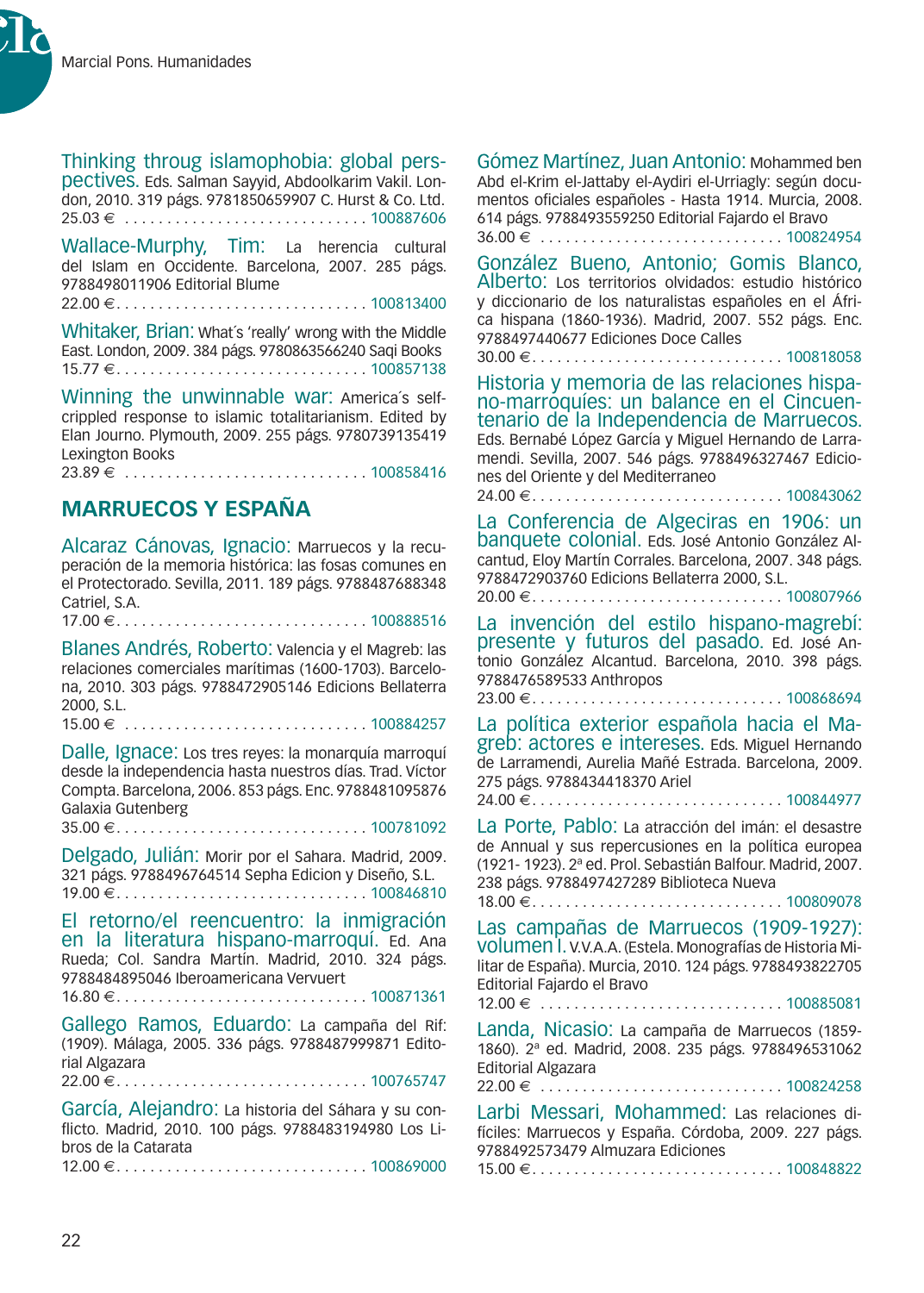**Thinking throug islamophobia: global perspectives.** Eds. Salman Sayyid, Abdoolkarim Vakil. London, 2010. 319 págs. 9781850659907 C. Hurst & Co. Ltd.
25.03 € . . . . . . . . . . . . . . . . . . . . . . . . . . . . . 100887606

**Wallace-Murphy, Tim:** La herencia cultural del Islam en Occidente. Barcelona, 2007. 285 págs. 9788498011906 Editorial Blume
22.00 €. . . . . . . . . . . . . . . . . . . . . . . . . . . . . 100813400

**Whitaker, Brian:** What's 'really' wrong with the Middle East. London, 2009. 384 págs. 9780863566240 Saqi Books
15.77 €. . . . . . . . . . . . . . . . . . . . . . . . . . . . . 100857138

**Winning the unwinnable war:** America's self-crippled response to islamic totalitarianism. Edited by Elan Journo. Plymouth, 2009. 255 págs. 9780739135419 Lexington Books
23.89 € . . . . . . . . . . . . . . . . . . . . . . . . . . . . . 100858416

## MARRUECOS Y ESPAÑA

**Alcaraz Cánovas, Ignacio:** Marruecos y la recuperación de la memoria histórica: las fosas comunes en el Protectorado. Sevilla, 2011. 189 págs. 9788487688348 Catriel, S.A.
17.00 €. . . . . . . . . . . . . . . . . . . . . . . . . . . . . 100888516

**Blanes Andrés, Roberto:** Valencia y el Magreb: las relaciones comerciales marítimas (1600-1703). Barcelona, 2010. 303 págs. 9788472905146 Edicions Bellaterra 2000, S.L.
15.00 € . . . . . . . . . . . . . . . . . . . . . . . . . . . . . 100884257

**Dalle, Ignace:** Los tres reyes: la monarquía marroquí desde la independencia hasta nuestros días. Trad. Víctor Compta. Barcelona, 2006. 853 págs. Enc. 9788481095876 Galaxia Gutenberg
35.00 €. . . . . . . . . . . . . . . . . . . . . . . . . . . . . 100781092

**Delgado, Julián:** Morir por el Sahara. Madrid, 2009. 321 págs. 9788496764514 Sepha Edicion y Diseño, S.L.
19.00 €. . . . . . . . . . . . . . . . . . . . . . . . . . . . . 100846810

**El retorno/el reencuentro: la inmigración en la literatura hispano-marroquí.** Ed. Ana Rueda; Col. Sandra Martín. Madrid, 2010. 324 págs. 9788484895046 Iberoamericana Vervuert
16.80 €. . . . . . . . . . . . . . . . . . . . . . . . . . . . . 100871361

**Gallego Ramos, Eduardo:** La campaña del Rif: (1909). Málaga, 2005. 336 págs. 9788487999871 Editorial Algazara
22.00 €. . . . . . . . . . . . . . . . . . . . . . . . . . . . . 100765747

**García, Alejandro:** La historia del Sáhara y su conflicto. Madrid, 2010. 100 págs. 9788483194980 Los Libros de la Catarata
12.00 €. . . . . . . . . . . . . . . . . . . . . . . . . . . . . 100869000

**Gómez Martínez, Juan Antonio:** Mohammed ben Abd el-Krim el-Jattaby el-Aydiri el-Urriagly: según documentos oficiales españoles - Hasta 1914. Murcia, 2008. 614 págs. 9788493559250 Editorial Fajardo el Bravo
36.00 € . . . . . . . . . . . . . . . . . . . . . . . . . . . . . 100824954

**González Bueno, Antonio; Gomis Blanco, Alberto:** Los territorios olvidados: estudio histórico y diccionario de los naturalistas españoles en el África hispana (1860-1936). Madrid, 2007. 552 págs. Enc. 9788497440677 Ediciones Doce Calles
30.00 €. . . . . . . . . . . . . . . . . . . . . . . . . . . . . 100818058

**Historia y memoria de las relaciones hispano-marroquíes: un balance en el Cincuentenario de la Independencia de Marruecos.** Eds. Bernabé López García y Miguel Hernando de Larramendi. Sevilla, 2007. 546 págs. 9788496327467 Ediciones del Oriente y del Mediterraneo
24.00 €. . . . . . . . . . . . . . . . . . . . . . . . . . . . . 100843062

**La Conferencia de Algeciras en 1906: un banquete colonial.** Eds. José Antonio González Alcantud, Eloy Martín Corrales. Barcelona, 2007. 348 págs. 9788472903760 Edicions Bellaterra 2000, S.L.
20.00 €. . . . . . . . . . . . . . . . . . . . . . . . . . . . . 100807966

**La invención del estilo hispano-magrebí: presente y futuros del pasado.** Ed. José Antonio González Alcantud. Barcelona, 2010. 398 págs. 9788476589533 Anthropos
23.00 €. . . . . . . . . . . . . . . . . . . . . . . . . . . . . 100868694

**La política exterior española hacia el Magreb: actores e intereses.** Eds. Miguel Hernando de Larramendi, Aurelia Mañé Estrada. Barcelona, 2009. 275 págs. 9788434418370 Ariel
24.00 €. . . . . . . . . . . . . . . . . . . . . . . . . . . . . 100844977

**La Porte, Pablo:** La atracción del imán: el desastre de Annual y sus repercusiones en la política europea (1921- 1923). 2ª ed. Prol. Sebastián Balfour. Madrid, 2007. 238 págs. 9788497427289 Biblioteca Nueva
18.00 €. . . . . . . . . . . . . . . . . . . . . . . . . . . . . 100809078

**Las campañas de Marruecos (1909-1927): volumen I.** V.V.A.A. (Estela. Monografías de Historia Militar de España). Murcia, 2010. 124 págs. 9788493822705 Editorial Fajardo el Bravo
12.00 € . . . . . . . . . . . . . . . . . . . . . . . . . . . . . 100885081

**Landa, Nicasio:** La campaña de Marruecos (1859-1860). 2ª ed. Madrid, 2008. 235 págs. 9788496531062 Editorial Algazara
22.00 € . . . . . . . . . . . . . . . . . . . . . . . . . . . . . 100824258

**Larbi Messari, Mohammed:** Las relaciones difíciles: Marruecos y España. Córdoba, 2009. 227 págs. 9788492573479 Almuzara Ediciones
15.00 €. . . . . . . . . . . . . . . . . . . . . . . . . . . . . 100848822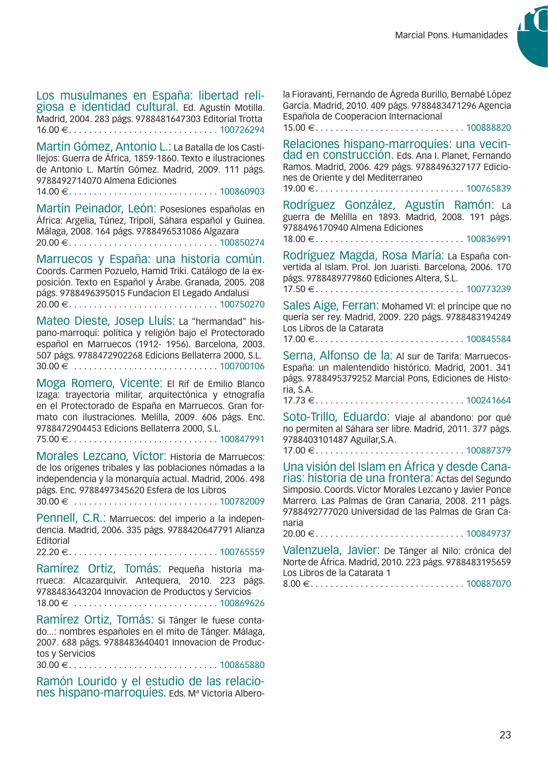**Los musulmanes en España: libertad religiosa e identidad cultural.** Ed. Agustín Motilla. Madrid, 2004. 283 págs. 9788481647303 Editorial Trotta
16.00 € . . . . . . . . . . . . . . . . . . . . . . . . . . . . . 100726294

**Martín Gómez, Antonio L.:** La Batalla de los Castillejos: Guerra de África, 1859-1860. Texto e ilustraciones de Antonio L. Martín Gómez. Madrid, 2009. 111 págs. 9788492714070 Almena Ediciones
14.00 € . . . . . . . . . . . . . . . . . . . . . . . . . . . . . 100860903

**Martín Peinador, León:** Posesiones españolas en África: Argelia, Túnez, Trípoli, Sáhara español y Guinea. Málaga, 2008. 164 págs. 9788496531086 Algazara
20.00 € . . . . . . . . . . . . . . . . . . . . . . . . . . . . . 100850274

**Marruecos y España: una historia común.** Coords. Carmen Pozuelo, Hamid Triki. Catálogo de la exposición. Texto en Español y Árabe. Granada, 2005. 208 págs. 9788496395015 Fundacion El Legado Andalusi
20.00 € . . . . . . . . . . . . . . . . . . . . . . . . . . . . . 100750270

**Mateo Dieste, Josep Lluís:** La "hermandad" hispano-marroquí: política y religión bajo el Protectorado español en Marruecos (1912- 1956). Barcelona, 2003. 507 págs. 9788472902268 Edicions Bellaterra 2000, S.L.
30.00 € . . . . . . . . . . . . . . . . . . . . . . . . . . . . . 100700106

**Moga Romero, Vicente:** El Rif de Emilio Blanco Izaga: trayectoria militar, arquitectónica y etnografía en el Protectorado de España en Marruecos. Gran formato con ilustraciones. Melilla, 2009. 606 págs. Enc. 9788472904453 Edicions Bellaterra 2000, S.L.
75.00 € . . . . . . . . . . . . . . . . . . . . . . . . . . . . . 100847991

**Morales Lezcano, Víctor:** Historia de Marruecos: de los orígenes tribales y las poblaciones nómadas a la independencia y la monarquía actual. Madrid, 2006. 498 págs. Enc. 9788497345620 Esfera de los Libros
30.00 € . . . . . . . . . . . . . . . . . . . . . . . . . . . . . 100782009

**Pennell, C.R.:** Marruecos: del imperio a la independencia. Madrid, 2006. 335 págs. 9788420647791 Alianza Editorial
22.20 € . . . . . . . . . . . . . . . . . . . . . . . . . . . . . 100765559

**Ramírez Ortiz, Tomás:** Pequeña historia marrueca: Alcazarquivir. Antequera, 2010. 223 págs. 9788483643204 Innovacion de Productos y Servicios
18.00 € . . . . . . . . . . . . . . . . . . . . . . . . . . . . . 100869626

**Ramírez Ortiz, Tomás:** Si Tánger le fuese contado...: nombres españoles en el mito de Tánger. Málaga, 2007. 688 págs. 9788483640401 Innovacion de Productos y Servicios
30.00 € . . . . . . . . . . . . . . . . . . . . . . . . . . . . . 100865880

**Ramón Lourido y el estudio de las relaciones hispano-marroquíes.** Eds. Mª Victoria Alberola Fioravanti, Fernando de Ágreda Burillo, Bernabé López García. Madrid, 2010. 409 págs. 9788483471296 Agencia Española de Cooperacion Internacional
15.00 € . . . . . . . . . . . . . . . . . . . . . . . . . . . . . 100888820

**Relaciones hispano-marroquíes: una vecindad en construcción.** Eds. Ana I. Planet, Fernando Ramos. Madrid, 2006. 429 págs. 9788496327177 Ediciones de Oriente y del Mediterraneo
19.00 € . . . . . . . . . . . . . . . . . . . . . . . . . . . . . 100765839

**Rodríguez González, Agustín Ramón:** La guerra de Melilla en 1893. Madrid, 2008. 191 págs. 9788496170940 Almena Ediciones
18.00 € . . . . . . . . . . . . . . . . . . . . . . . . . . . . . 100836991

**Rodríguez Magda, Rosa María:** La España convertida al Islam. Prol. Jon Juaristi. Barcelona, 2006. 170 págs. 9788489779860 Ediciones Altera, S.L.
17.50 € . . . . . . . . . . . . . . . . . . . . . . . . . . . . . 100773239

**Sales Aige, Ferran:** Mohamed VI: el príncipe que no quería ser rey. Madrid, 2009. 220 págs. 9788483194249 Los Libros de la Catarata
17.00 € . . . . . . . . . . . . . . . . . . . . . . . . . . . . . 100845584

**Serna, Alfonso de la:** Al sur de Tarifa: Marruecos-España: un malentendido histórico. Madrid, 2001. 341 págs. 9788495379252 Marcial Pons, Ediciones de Historia, S.A.
17.73 € . . . . . . . . . . . . . . . . . . . . . . . . . . . . . 100241664

**Soto-Trillo, Eduardo:** Viaje al abandono: por qué no permiten al Sáhara ser libre. Madrid, 2011. 377 págs. 9788403101487 Aguilar,S.A.
17.00 € . . . . . . . . . . . . . . . . . . . . . . . . . . . . . 100887379

**Una visión del Islam en África y desde Canarias: historia de una frontera:** Actas del Segundo Simposio. Coords. Víctor Morales Lezcano y Javier Ponce Marrero. Las Palmas de Gran Canaria, 2008. 211 págs. 9788492777020 Universidad de las Palmas de Gran Canaria
20.00 € . . . . . . . . . . . . . . . . . . . . . . . . . . . . . 100849737

**Valenzuela, Javier:** De Tánger al Nilo: crónica del Norte de África. Madrid, 2010. 223 págs. 9788483195659 Los Libros de la Catarata 1
8.00 € . . . . . . . . . . . . . . . . . . . . . . . . . . . . . 100887070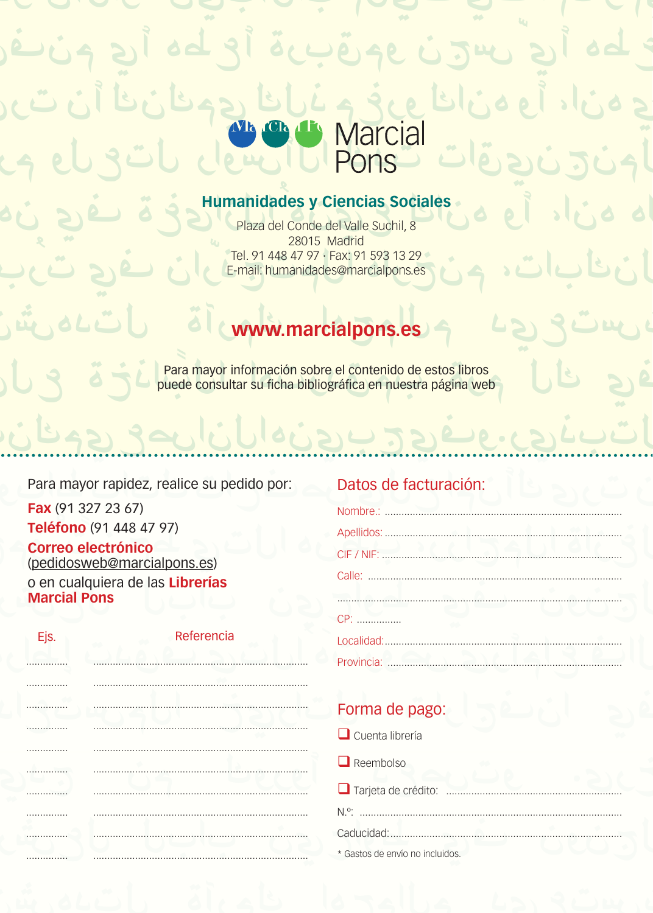Marcial Pons

## Humanidades y Ciencias Sociales

Plaza del Conde del Valle Suchil, 8
28015 Madrid
Tel. 91 448 47 97 · Fax: 91 593 13 29
E-mail: humanidades@marcialpons.es

**www.marcialpons.es**

Para mayor información sobre el contenido de estos libros puede consultar su ficha bibliográfica en nuestra página web

Para mayor rapidez, realice su pedido por:

**Fax** (91 327 23 67)
**Teléfono** (91 448 47 97)
**Correo electrónico** (pedidosweb@marcialpons.es)
o en cualquiera de las **Librerías Marcial Pons**

| Ejs. | Referencia |
|---|---|
| ............... | ........................................................................................ |
| ............... | ........................................................................................ |
| ............... | ........................................................................................ |
| ............... | ........................................................................................ |
| ............... | ........................................................................................ |
| ............... | ........................................................................................ |
| ............... | ........................................................................................ |
| ............... | ........................................................................................ |
| ............... | ........................................................................................ |
| ............... | ........................................................................................ |

## Datos de facturación:

Nombre.: ....................................................................................
Apellidos: ....................................................................................
CIF / NIF: ....................................................................................
Calle: ....................................................................................
....................................................................................
CP: ................
Localidad: ....................................................................................
Provincia: ....................................................................................

## Forma de pago:

- ❑ Cuenta librería
- ❑ Reembolso
- ❑ Tarjeta de crédito: ..............................................................

N.º: ....................................................................................
Caducidad: ....................................................................................

* Gastos de envío no incluidos.